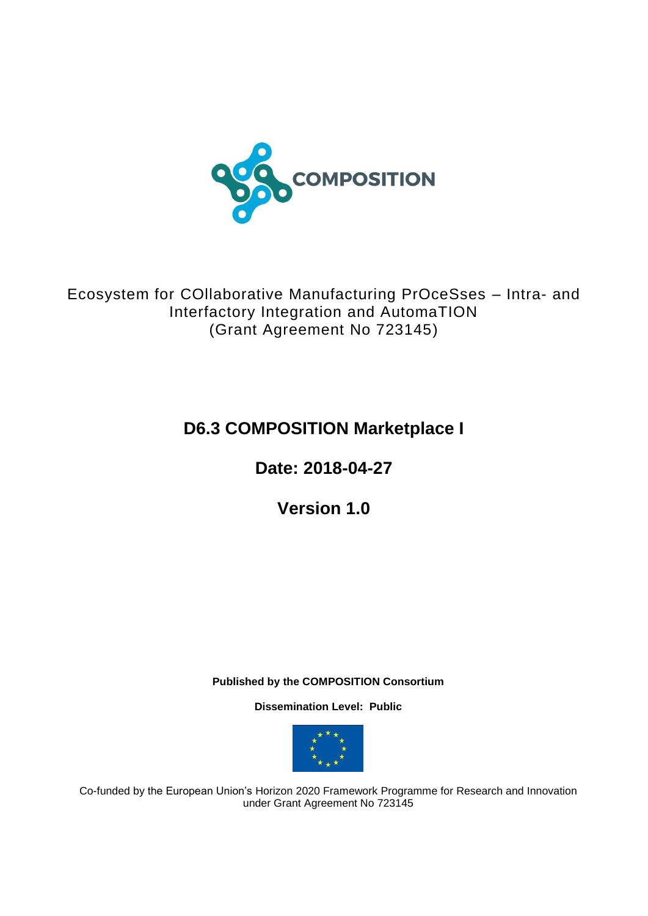COMPOSITION

Ecosystem for COllaborative Manufacturing PrOceSses – Intra- and Interfactory Integration and AutomaTION
(Grant Agreement No 723145)

# D6.3 COMPOSITION Marketplace I

## Date: 2018-04-27

## Version 1.0

**Published by the COMPOSITION Consortium**

**Dissemination Level: Public**

Co-funded by the European Union's Horizon 2020 Framework Programme for Research and Innovation under Grant Agreement No 723145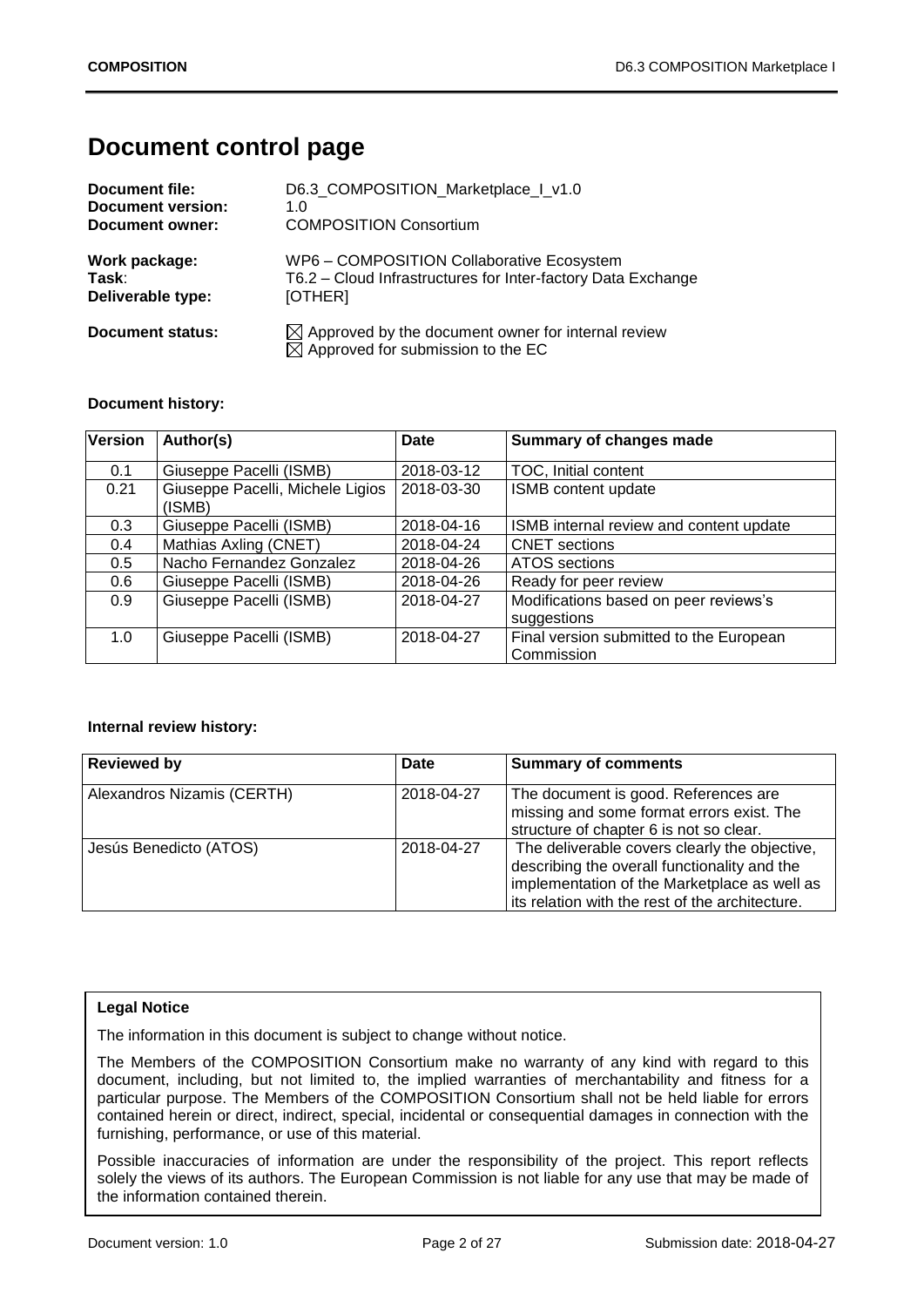# Document control page

**Document file:** D6.3_COMPOSITION_Marketplace_I_v1.0
**Document version:** 1.0
**Document owner:** COMPOSITION Consortium

**Work package:** WP6 – COMPOSITION Collaborative Ecosystem
**Task:** T6.2 – Cloud Infrastructures for Inter-factory Data Exchange
**Deliverable type:** [OTHER]

**Document status:** ☒ Approved by the document owner for internal review
☒ Approved for submission to the EC

**Document history:**

| Version | Author(s) | Date | Summary of changes made |
|---|---|---|---|
| 0.1 | Giuseppe Pacelli (ISMB) | 2018-03-12 | TOC, Initial content |
| 0.21 | Giuseppe Pacelli, Michele Ligios (ISMB) | 2018-03-30 | ISMB content update |
| 0.3 | Giuseppe Pacelli (ISMB) | 2018-04-16 | ISMB internal review and content update |
| 0.4 | Mathias Axling (CNET) | 2018-04-24 | CNET sections |
| 0.5 | Nacho Fernandez Gonzalez | 2018-04-26 | ATOS sections |
| 0.6 | Giuseppe Pacelli (ISMB) | 2018-04-26 | Ready for peer review |
| 0.9 | Giuseppe Pacelli (ISMB) | 2018-04-27 | Modifications based on peer reviews's suggestions |
| 1.0 | Giuseppe Pacelli (ISMB) | 2018-04-27 | Final version submitted to the European Commission |

**Internal review history:**

| Reviewed by | Date | Summary of comments |
|---|---|---|
| Alexandros Nizamis (CERTH) | 2018-04-27 | The document is good. References are missing and some format errors exist. The structure of chapter 6 is not so clear. |
| Jesús Benedicto (ATOS) | 2018-04-27 | The deliverable covers clearly the objective, describing the overall functionality and the implementation of the Marketplace as well as its relation with the rest of the architecture. |

**Legal Notice**

The information in this document is subject to change without notice.

The Members of the COMPOSITION Consortium make no warranty of any kind with regard to this document, including, but not limited to, the implied warranties of merchantability and fitness for a particular purpose. The Members of the COMPOSITION Consortium shall not be held liable for errors contained herein or direct, indirect, special, incidental or consequential damages in connection with the furnishing, performance, or use of this material.

Possible inaccuracies of information are under the responsibility of the project. This report reflects solely the views of its authors. The European Commission is not liable for any use that may be made of the information contained therein.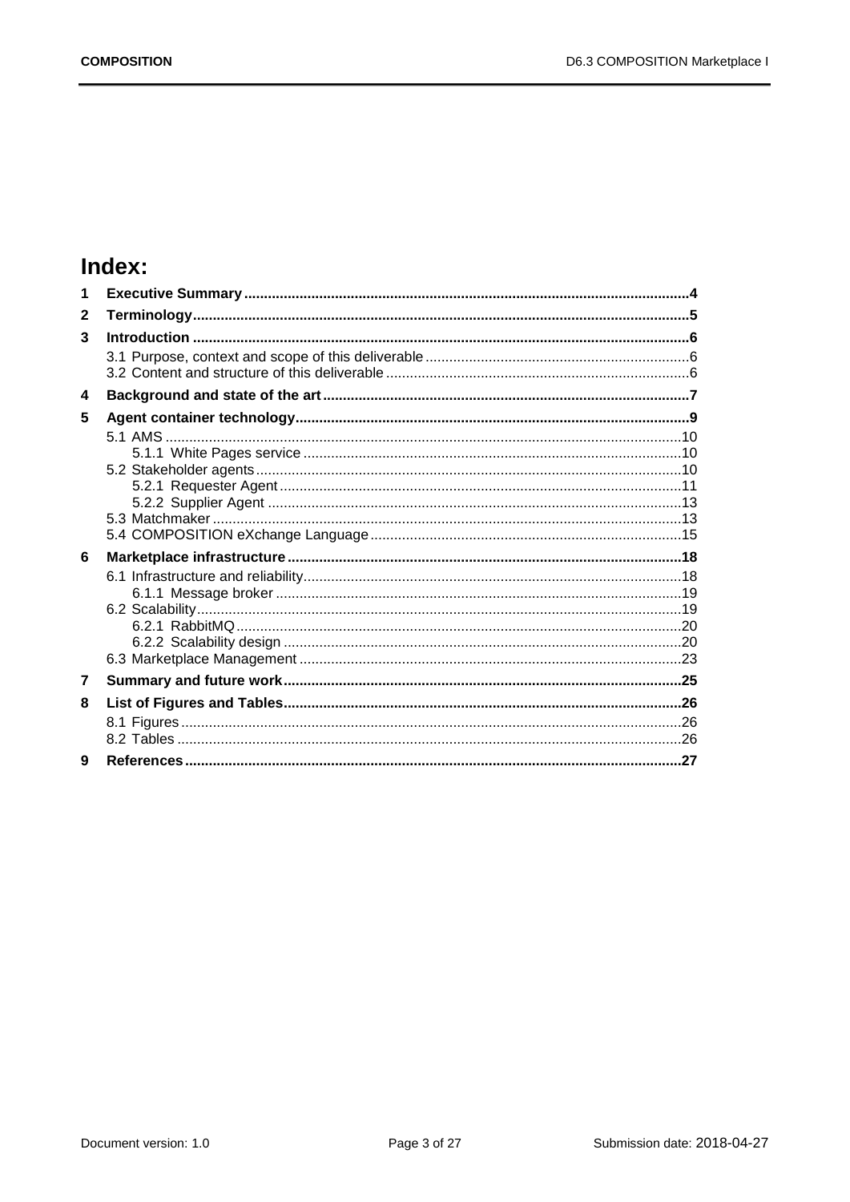# Index:

**1 Executive Summary** ... **4**

**2 Terminology** ... **5**

**3 Introduction** ... **6**

- 3.1 Purpose, context and scope of this deliverable ... 6
- 3.2 Content and structure of this deliverable ... 6

**4 Background and state of the art** ... **7**

**5 Agent container technology** ... **9**

- 5.1 AMS ... 10
  - 5.1.1 White Pages service ... 10
- 5.2 Stakeholder agents ... 10
  - 5.2.1 Requester Agent ... 11
  - 5.2.2 Supplier Agent ... 13
- 5.3 Matchmaker ... 13
- 5.4 COMPOSITION eXchange Language ... 15

**6 Marketplace infrastructure** ... **18**

- 6.1 Infrastructure and reliability ... 18
  - 6.1.1 Message broker ... 19
- 6.2 Scalability ... 19
  - 6.2.1 RabbitMQ ... 20
  - 6.2.2 Scalability design ... 20
- 6.3 Marketplace Management ... 23

**7 Summary and future work** ... **25**

**8 List of Figures and Tables** ... **26**

- 8.1 Figures ... 26
- 8.2 Tables ... 26

**9 References** ... **27**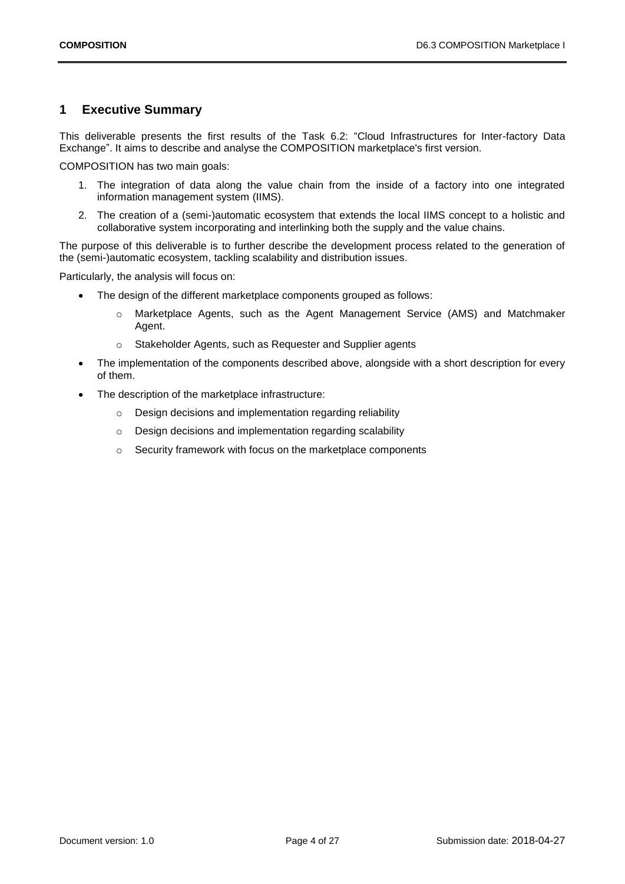# 1 Executive Summary

This deliverable presents the first results of the Task 6.2: "Cloud Infrastructures for Inter-factory Data Exchange". It aims to describe and analyse the COMPOSITION marketplace's first version.

COMPOSITION has two main goals:

1. The integration of data along the value chain from the inside of a factory into one integrated information management system (IIMS).
2. The creation of a (semi-)automatic ecosystem that extends the local IIMS concept to a holistic and collaborative system incorporating and interlinking both the supply and the value chains.

The purpose of this deliverable is to further describe the development process related to the generation of the (semi-)automatic ecosystem, tackling scalability and distribution issues.

Particularly, the analysis will focus on:

- The design of the different marketplace components grouped as follows:
  - Marketplace Agents, such as the Agent Management Service (AMS) and Matchmaker Agent.
  - Stakeholder Agents, such as Requester and Supplier agents
- The implementation of the components described above, alongside with a short description for every of them.
- The description of the marketplace infrastructure:
  - Design decisions and implementation regarding reliability
  - Design decisions and implementation regarding scalability
  - Security framework with focus on the marketplace components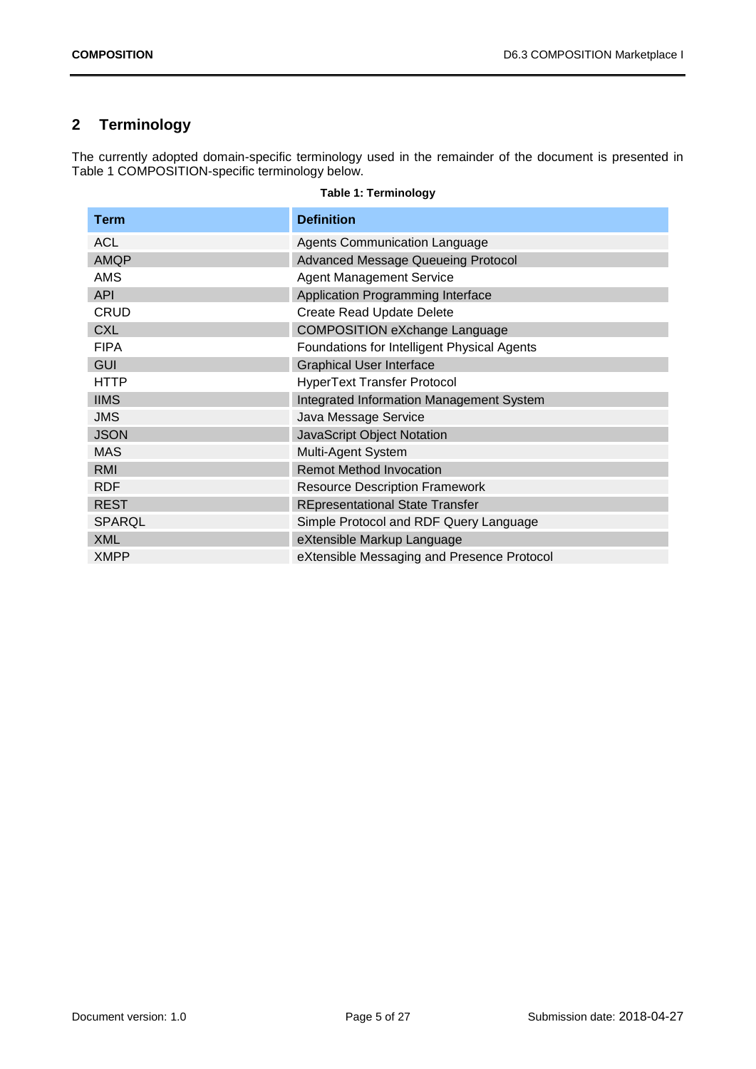## 2 Terminology

The currently adopted domain-specific terminology used in the remainder of the document is presented in Table 1 COMPOSITION-specific terminology below.

**Table 1: Terminology**

| Term | Definition |
| --- | --- |
| ACL | Agents Communication Language |
| AMQP | Advanced Message Queueing Protocol |
| AMS | Agent Management Service |
| API | Application Programming Interface |
| CRUD | Create Read Update Delete |
| CXL | COMPOSITION eXchange Language |
| FIPA | Foundations for Intelligent Physical Agents |
| GUI | Graphical User Interface |
| HTTP | HyperText Transfer Protocol |
| IIMS | Integrated Information Management System |
| JMS | Java Message Service |
| JSON | JavaScript Object Notation |
| MAS | Multi-Agent System |
| RMI | Remot Method Invocation |
| RDF | Resource Description Framework |
| REST | REpresentational State Transfer |
| SPARQL | Simple Protocol and RDF Query Language |
| XML | eXtensible Markup Language |
| XMPP | eXtensible Messaging and Presence Protocol |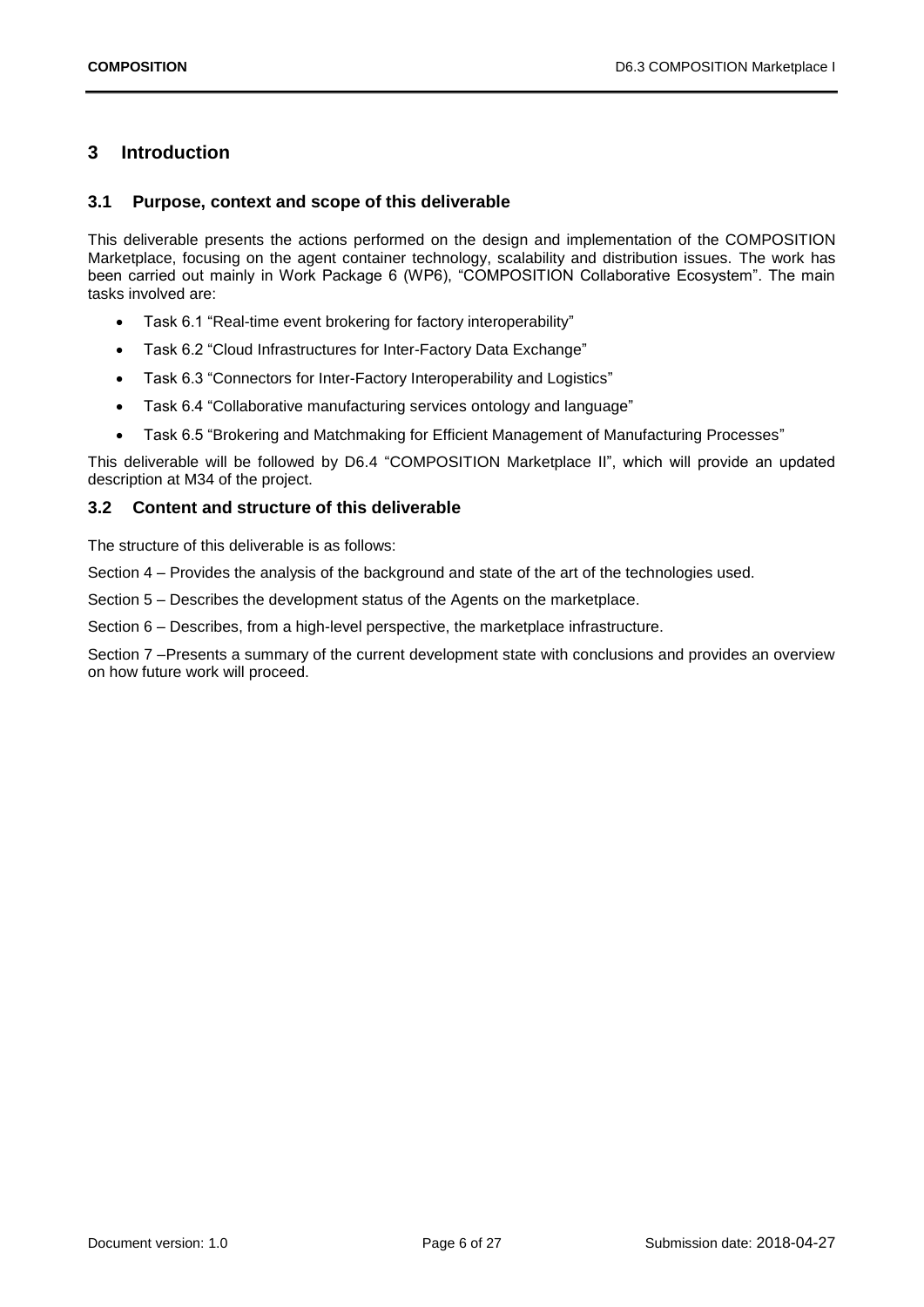# 3 Introduction

## 3.1 Purpose, context and scope of this deliverable

This deliverable presents the actions performed on the design and implementation of the COMPOSITION Marketplace, focusing on the agent container technology, scalability and distribution issues. The work has been carried out mainly in Work Package 6 (WP6), "COMPOSITION Collaborative Ecosystem". The main tasks involved are:

- Task 6.1 "Real-time event brokering for factory interoperability"
- Task 6.2 "Cloud Infrastructures for Inter-Factory Data Exchange"
- Task 6.3 "Connectors for Inter-Factory Interoperability and Logistics"
- Task 6.4 "Collaborative manufacturing services ontology and language"
- Task 6.5 "Brokering and Matchmaking for Efficient Management of Manufacturing Processes"

This deliverable will be followed by D6.4 "COMPOSITION Marketplace II", which will provide an updated description at M34 of the project.

## 3.2 Content and structure of this deliverable

The structure of this deliverable is as follows:

Section 4 – Provides the analysis of the background and state of the art of the technologies used.

Section 5 – Describes the development status of the Agents on the marketplace.

Section 6 – Describes, from a high-level perspective, the marketplace infrastructure.

Section 7 –Presents a summary of the current development state with conclusions and provides an overview on how future work will proceed.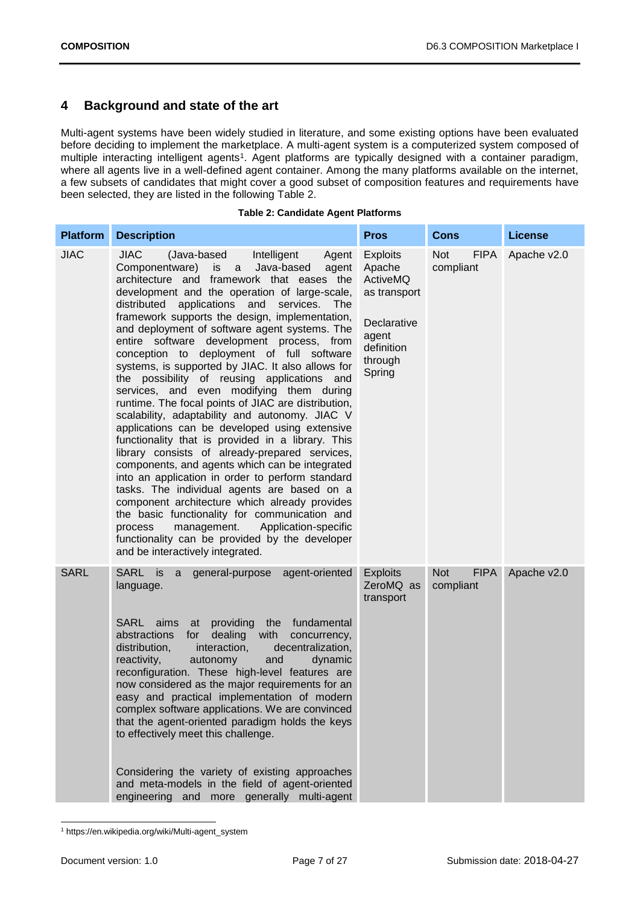# 4 Background and state of the art

Multi-agent systems have been widely studied in literature, and some existing options have been evaluated before deciding to implement the marketplace. A multi-agent system is a computerized system composed of multiple interacting intelligent agents[1]. Agent platforms are typically designed with a container paradigm, where all agents live in a well-defined agent container. Among the many platforms available on the internet, a few subsets of candidates that might cover a good subset of composition features and requirements have been selected, they are listed in the following Table 2.

**Table 2: Candidate Agent Platforms**

| Platform | Description | Pros | Cons | License |
|---|---|---|---|---|
| JIAC | JIAC (Java-based Intelligent Agent Componentware) is a Java-based agent architecture and framework that eases the development and the operation of large-scale, distributed applications and services. The framework supports the design, implementation, and deployment of software agent systems. The entire software development process, from conception to deployment of full software systems, is supported by JIAC. It also allows for the possibility of reusing applications and services, and even modifying them during runtime. The focal points of JIAC are distribution, scalability, adaptability and autonomy. JIAC V applications can be developed using extensive functionality that is provided in a library. This library consists of already-prepared services, components, and agents which can be integrated into an application in order to perform standard tasks. The individual agents are based on a component architecture which already provides the basic functionality for communication and process management. Application-specific functionality can be provided by the developer and be interactively integrated. | Exploits Apache ActiveMQ as transport<br><br>Declarative agent definition through Spring | Not FIPA compliant | Apache v2.0 |
| SARL | SARL is a general-purpose agent-oriented language.<br><br>SARL aims at providing the fundamental abstractions for dealing with concurrency, distribution, interaction, decentralization, reactivity, autonomy and dynamic reconfiguration. These high-level features are now considered as the major requirements for an easy and practical implementation of modern complex software applications. We are convinced that the agent-oriented paradigm holds the keys to effectively meet this challenge.<br><br>Considering the variety of existing approaches and meta-models in the field of agent-oriented engineering and more generally multi-agent | Exploits ZeroMQ as transport | Not FIPA compliant | Apache v2.0 |

[1] https://en.wikipedia.org/wiki/Multi-agent_system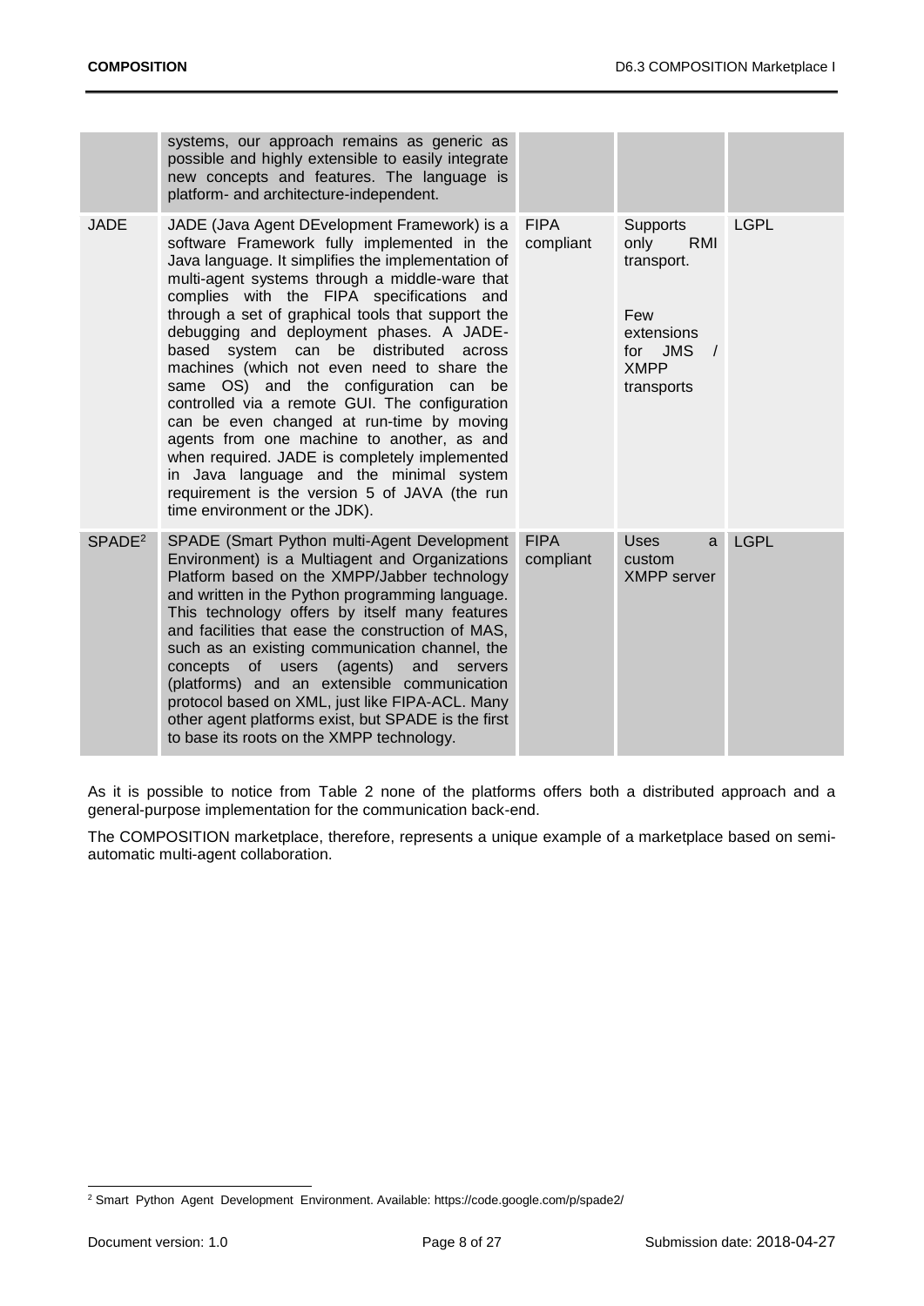| | | | | |
|---|---|---|---|---|
| | systems, our approach remains as generic as possible and highly extensible to easily integrate new concepts and features. The language is platform- and architecture-independent. | | | |
| JADE | JADE (Java Agent DEvelopment Framework) is a software Framework fully implemented in the Java language. It simplifies the implementation of multi-agent systems through a middle-ware that complies with the FIPA specifications and through a set of graphical tools that support the debugging and deployment phases. A JADE-based system can be distributed across machines (which not even need to share the same OS) and the configuration can be controlled via a remote GUI. The configuration can be even changed at run-time by moving agents from one machine to another, as and when required. JADE is completely implemented in Java language and the minimal system requirement is the version 5 of JAVA (the run time environment or the JDK). | FIPA compliant | Supports only RMI transport.<br><br>Few extensions for JMS / XMPP transports | LGPL |
| SPADE[2] | SPADE (Smart Python multi-Agent Development Environment) is a Multiagent and Organizations Platform based on the XMPP/Jabber technology and written in the Python programming language. This technology offers by itself many features and facilities that ease the construction of MAS, such as an existing communication channel, the concepts of users (agents) and servers (platforms) and an extensible communication protocol based on XML, just like FIPA-ACL. Many other agent platforms exist, but SPADE is the first to base its roots on the XMPP technology. | FIPA compliant | Uses a custom XMPP server | LGPL |

As it is possible to notice from Table 2 none of the platforms offers both a distributed approach and a general-purpose implementation for the communication back-end.

The COMPOSITION marketplace, therefore, represents a unique example of a marketplace based on semi-automatic multi-agent collaboration.

[2] Smart Python Agent Development Environment. Available: https://code.google.com/p/spade2/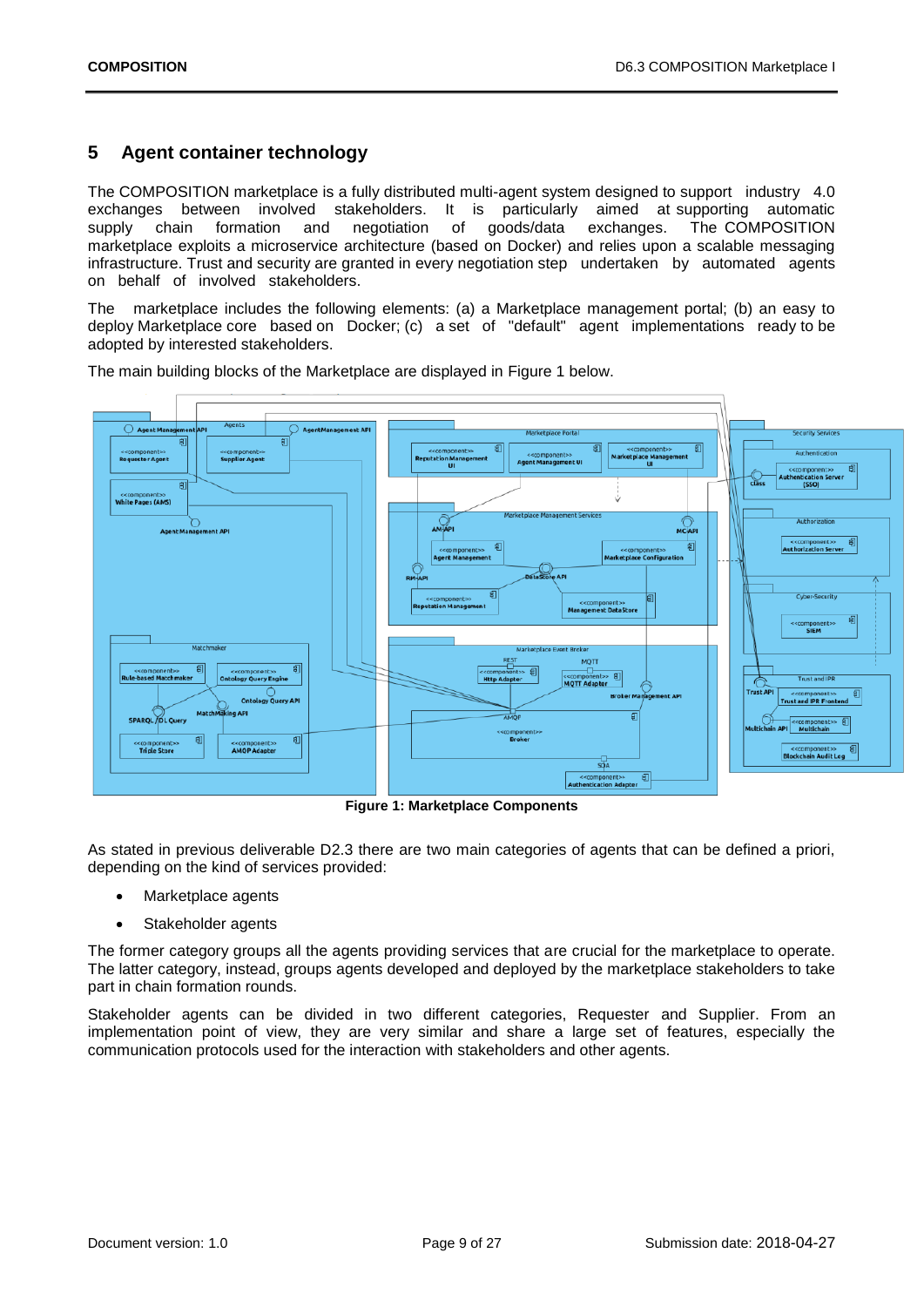# 5 Agent container technology

The COMPOSITION marketplace is a fully distributed multi-agent system designed to support industry 4.0 exchanges between involved stakeholders. It is particularly aimed at supporting automatic supply chain formation and negotiation of goods/data exchanges. The COMPOSITION marketplace exploits a microservice architecture (based on Docker) and relies upon a scalable messaging infrastructure. Trust and security are granted in every negotiation step undertaken by automated agents on behalf of involved stakeholders.

The marketplace includes the following elements: (a) a Marketplace management portal; (b) an easy to deploy Marketplace core based on Docker; (c) a set of "default" agent implementations ready to be adopted by interested stakeholders.

The main building blocks of the Marketplace are displayed in Figure 1 below.

**Figure 1: Marketplace Components**

As stated in previous deliverable D2.3 there are two main categories of agents that can be defined a priori, depending on the kind of services provided:

- Marketplace agents
- Stakeholder agents

The former category groups all the agents providing services that are crucial for the marketplace to operate. The latter category, instead, groups agents developed and deployed by the marketplace stakeholders to take part in chain formation rounds.

Stakeholder agents can be divided in two different categories, Requester and Supplier. From an implementation point of view, they are very similar and share a large set of features, especially the communication protocols used for the interaction with stakeholders and other agents.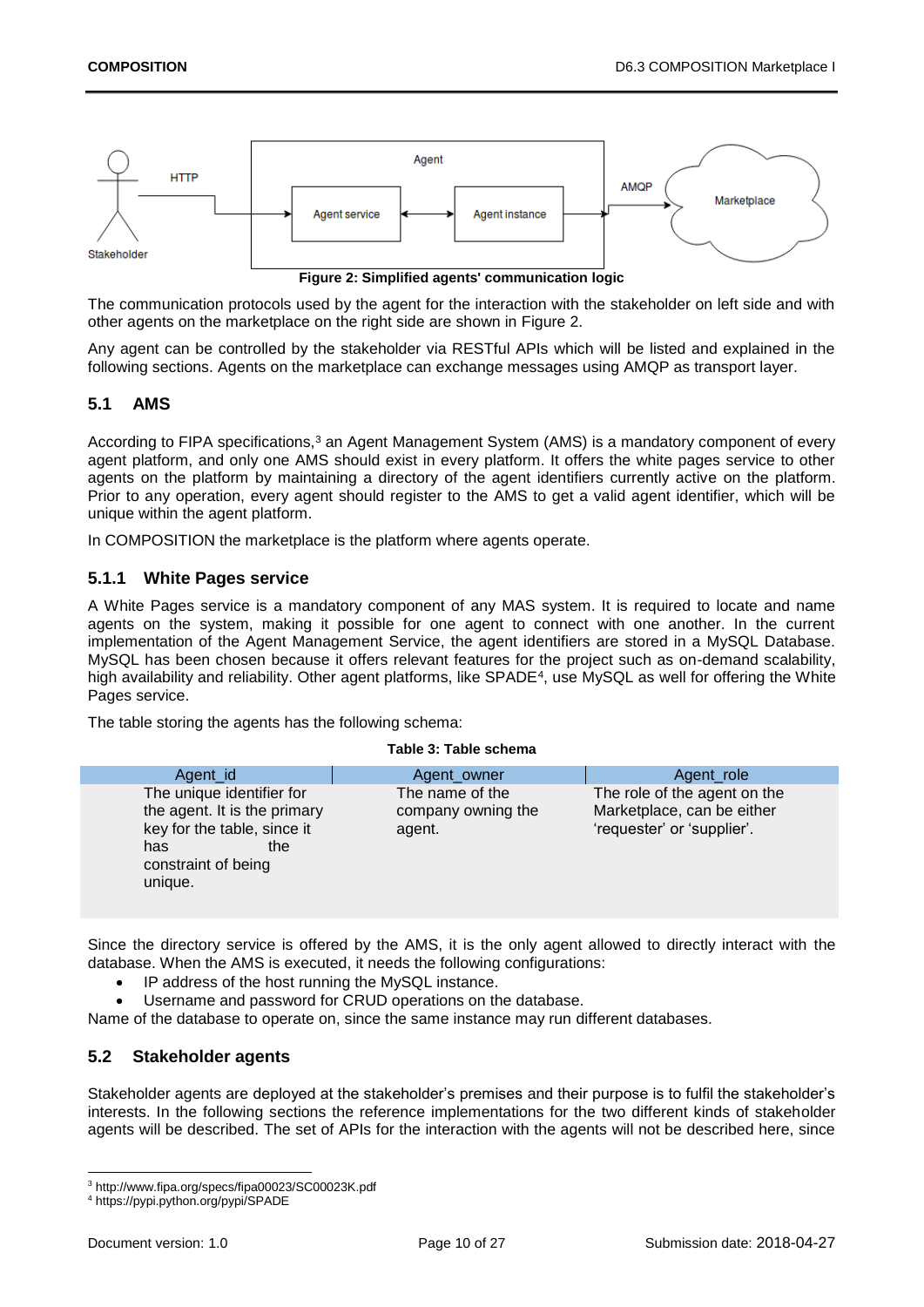Figure 2: Simplified agents' communication logic

The communication protocols used by the agent for the interaction with the stakeholder on left side and with other agents on the marketplace on the right side are shown in Figure 2.

Any agent can be controlled by the stakeholder via RESTful APIs which will be listed and explained in the following sections. Agents on the marketplace can exchange messages using AMQP as transport layer.

## 5.1 AMS

According to FIPA specifications,[3] an Agent Management System (AMS) is a mandatory component of every agent platform, and only one AMS should exist in every platform. It offers the white pages service to other agents on the platform by maintaining a directory of the agent identifiers currently active on the platform. Prior to any operation, every agent should register to the AMS to get a valid agent identifier, which will be unique within the agent platform.

In COMPOSITION the marketplace is the platform where agents operate.

### 5.1.1 White Pages service

A White Pages service is a mandatory component of any MAS system. It is required to locate and name agents on the system, making it possible for one agent to connect with one another. In the current implementation of the Agent Management Service, the agent identifiers are stored in a MySQL Database. MySQL has been chosen because it offers relevant features for the project such as on-demand scalability, high availability and reliability. Other agent platforms, like SPADE[4], use MySQL as well for offering the White Pages service.

The table storing the agents has the following schema:

Table 3: Table schema

| Agent_id | Agent_owner | Agent_role |
|---|---|---|
| The unique identifier for the agent. It is the primary key for the table, since it has the constraint of being unique. | The name of the company owning the agent. | The role of the agent on the Marketplace, can be either 'requester' or 'supplier'. |

Since the directory service is offered by the AMS, it is the only agent allowed to directly interact with the database. When the AMS is executed, it needs the following configurations:

- IP address of the host running the MySQL instance.
- Username and password for CRUD operations on the database.

Name of the database to operate on, since the same instance may run different databases.

## 5.2 Stakeholder agents

Stakeholder agents are deployed at the stakeholder's premises and their purpose is to fulfil the stakeholder's interests. In the following sections the reference implementations for the two different kinds of stakeholder agents will be described. The set of APIs for the interaction with the agents will not be described here, since

[3] http://www.fipa.org/specs/fipa00023/SC00023K.pdf

[4] https://pypi.python.org/pypi/SPADE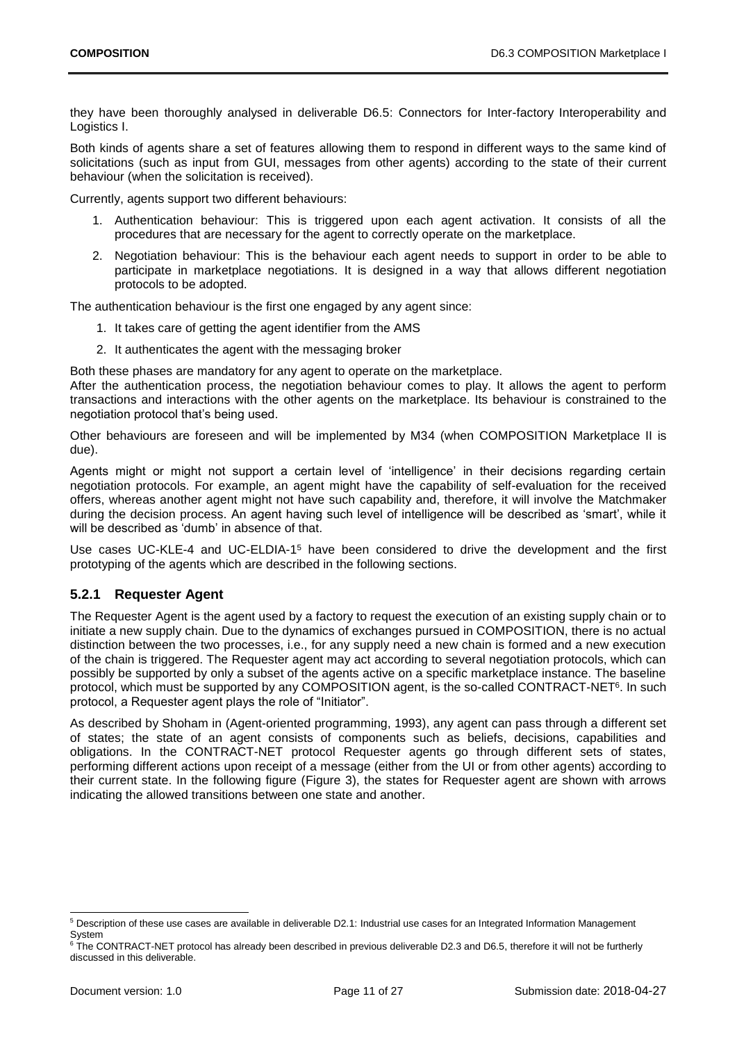they have been thoroughly analysed in deliverable D6.5: Connectors for Inter-factory Interoperability and Logistics I.

Both kinds of agents share a set of features allowing them to respond in different ways to the same kind of solicitations (such as input from GUI, messages from other agents) according to the state of their current behaviour (when the solicitation is received).

Currently, agents support two different behaviours:

1. Authentication behaviour: This is triggered upon each agent activation. It consists of all the procedures that are necessary for the agent to correctly operate on the marketplace.
2. Negotiation behaviour: This is the behaviour each agent needs to support in order to be able to participate in marketplace negotiations. It is designed in a way that allows different negotiation protocols to be adopted.

The authentication behaviour is the first one engaged by any agent since:

1. It takes care of getting the agent identifier from the AMS
2. It authenticates the agent with the messaging broker

Both these phases are mandatory for any agent to operate on the marketplace.
After the authentication process, the negotiation behaviour comes to play. It allows the agent to perform transactions and interactions with the other agents on the marketplace. Its behaviour is constrained to the negotiation protocol that's being used.

Other behaviours are foreseen and will be implemented by M34 (when COMPOSITION Marketplace II is due).

Agents might or might not support a certain level of 'intelligence' in their decisions regarding certain negotiation protocols. For example, an agent might have the capability of self-evaluation for the received offers, whereas another agent might not have such capability and, therefore, it will involve the Matchmaker during the decision process. An agent having such level of intelligence will be described as 'smart', while it will be described as 'dumb' in absence of that.

Use cases UC-KLE-4 and UC-ELDIA-1[5] have been considered to drive the development and the first prototyping of the agents which are described in the following sections.

### 5.2.1 Requester Agent

The Requester Agent is the agent used by a factory to request the execution of an existing supply chain or to initiate a new supply chain. Due to the dynamics of exchanges pursued in COMPOSITION, there is no actual distinction between the two processes, i.e., for any supply need a new chain is formed and a new execution of the chain is triggered. The Requester agent may act according to several negotiation protocols, which can possibly be supported by only a subset of the agents active on a specific marketplace instance. The baseline protocol, which must be supported by any COMPOSITION agent, is the so-called CONTRACT-NET[6]. In such protocol, a Requester agent plays the role of "Initiator".

As described by Shoham in (Agent-oriented programming, 1993), any agent can pass through a different set of states; the state of an agent consists of components such as beliefs, decisions, capabilities and obligations. In the CONTRACT-NET protocol Requester agents go through different sets of states, performing different actions upon receipt of a message (either from the UI or from other agents) according to their current state. In the following figure (Figure 3), the states for Requester agent are shown with arrows indicating the allowed transitions between one state and another.

---

[5] Description of these use cases are available in deliverable D2.1: Industrial use cases for an Integrated Information Management System

[6] The CONTRACT-NET protocol has already been described in previous deliverable D2.3 and D6.5, therefore it will not be furtherly discussed in this deliverable.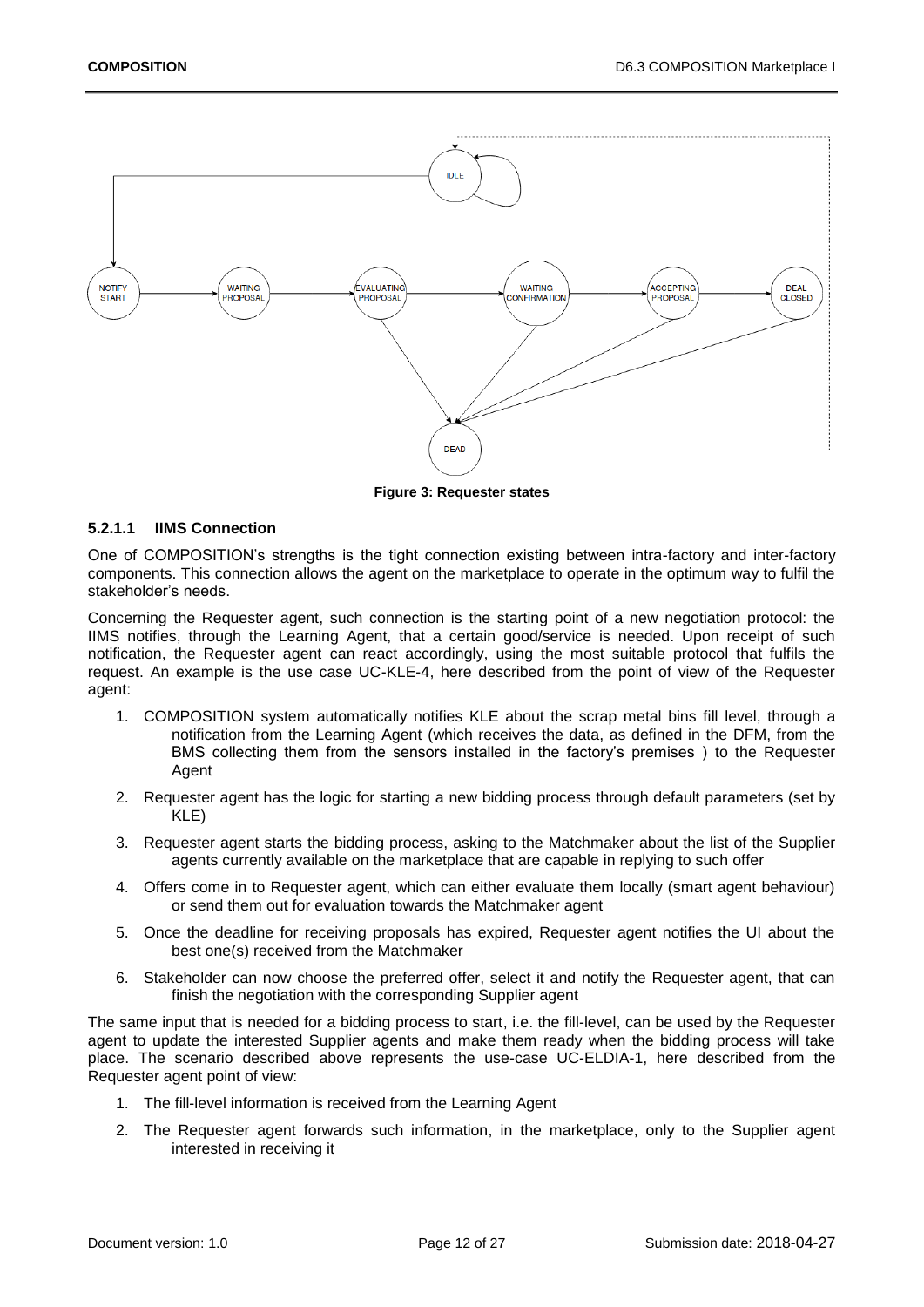**Figure 3: Requester states**

#### 5.2.1.1 IIMS Connection

One of COMPOSITION's strengths is the tight connection existing between intra-factory and inter-factory components. This connection allows the agent on the marketplace to operate in the optimum way to fulfil the stakeholder's needs.

Concerning the Requester agent, such connection is the starting point of a new negotiation protocol: the IIMS notifies, through the Learning Agent, that a certain good/service is needed. Upon receipt of such notification, the Requester agent can react accordingly, using the most suitable protocol that fulfils the request. An example is the use case UC-KLE-4, here described from the point of view of the Requester agent:

1. COMPOSITION system automatically notifies KLE about the scrap metal bins fill level, through a notification from the Learning Agent (which receives the data, as defined in the DFM, from the BMS collecting them from the sensors installed in the factory's premises ) to the Requester Agent
2. Requester agent has the logic for starting a new bidding process through default parameters (set by KLE)
3. Requester agent starts the bidding process, asking to the Matchmaker about the list of the Supplier agents currently available on the marketplace that are capable in replying to such offer
4. Offers come in to Requester agent, which can either evaluate them locally (smart agent behaviour) or send them out for evaluation towards the Matchmaker agent
5. Once the deadline for receiving proposals has expired, Requester agent notifies the UI about the best one(s) received from the Matchmaker
6. Stakeholder can now choose the preferred offer, select it and notify the Requester agent, that can finish the negotiation with the corresponding Supplier agent

The same input that is needed for a bidding process to start, i.e. the fill-level, can be used by the Requester agent to update the interested Supplier agents and make them ready when the bidding process will take place. The scenario described above represents the use-case UC-ELDIA-1, here described from the Requester agent point of view:

1. The fill-level information is received from the Learning Agent
2. The Requester agent forwards such information, in the marketplace, only to the Supplier agent interested in receiving it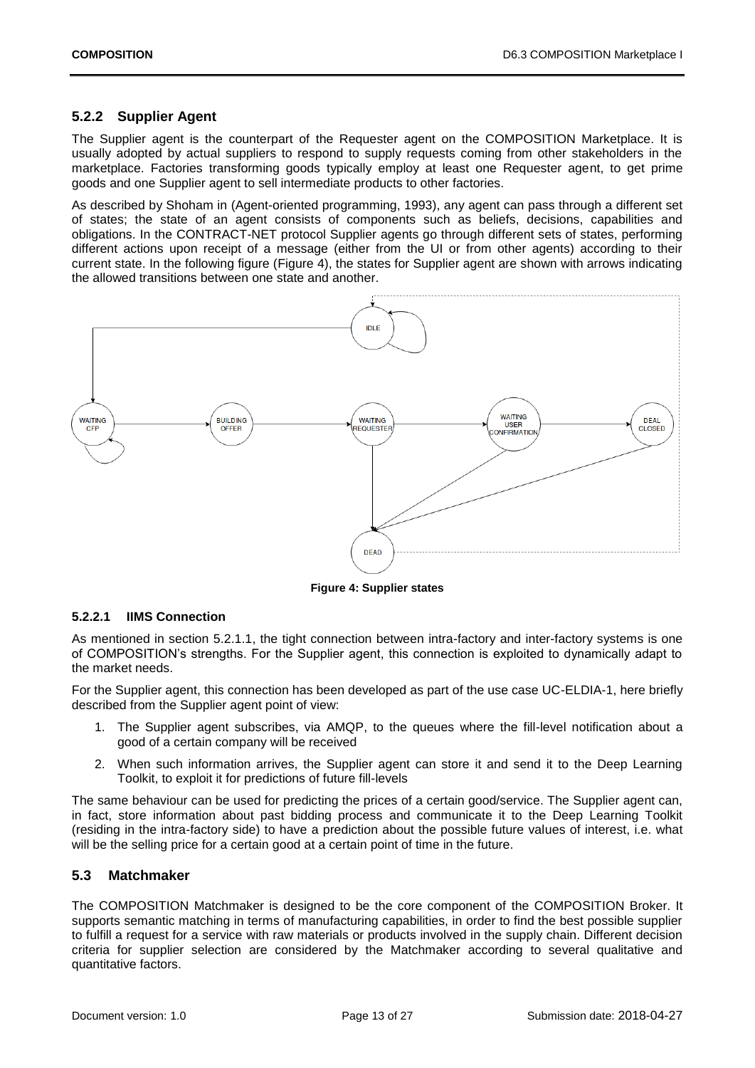### 5.2.2 Supplier Agent

The Supplier agent is the counterpart of the Requester agent on the COMPOSITION Marketplace. It is usually adopted by actual suppliers to respond to supply requests coming from other stakeholders in the marketplace. Factories transforming goods typically employ at least one Requester agent, to get prime goods and one Supplier agent to sell intermediate products to other factories.

As described by Shoham in (Agent-oriented programming, 1993), any agent can pass through a different set of states; the state of an agent consists of components such as beliefs, decisions, capabilities and obligations. In the CONTRACT-NET protocol Supplier agents go through different sets of states, performing different actions upon receipt of a message (either from the UI or from other agents) according to their current state. In the following figure (Figure 4), the states for Supplier agent are shown with arrows indicating the allowed transitions between one state and another.

**Figure 4: Supplier states**

#### 5.2.2.1 IIMS Connection

As mentioned in section 5.2.1.1, the tight connection between intra-factory and inter-factory systems is one of COMPOSITION's strengths. For the Supplier agent, this connection is exploited to dynamically adapt to the market needs.

For the Supplier agent, this connection has been developed as part of the use case UC-ELDIA-1, here briefly described from the Supplier agent point of view:

1. The Supplier agent subscribes, via AMQP, to the queues where the fill-level notification about a good of a certain company will be received
2. When such information arrives, the Supplier agent can store it and send it to the Deep Learning Toolkit, to exploit it for predictions of future fill-levels

The same behaviour can be used for predicting the prices of a certain good/service. The Supplier agent can, in fact, store information about past bidding process and communicate it to the Deep Learning Toolkit (residing in the intra-factory side) to have a prediction about the possible future values of interest, i.e. what will be the selling price for a certain good at a certain point of time in the future.

## 5.3 Matchmaker

The COMPOSITION Matchmaker is designed to be the core component of the COMPOSITION Broker. It supports semantic matching in terms of manufacturing capabilities, in order to find the best possible supplier to fulfill a request for a service with raw materials or products involved in the supply chain. Different decision criteria for supplier selection are considered by the Matchmaker according to several qualitative and quantitative factors.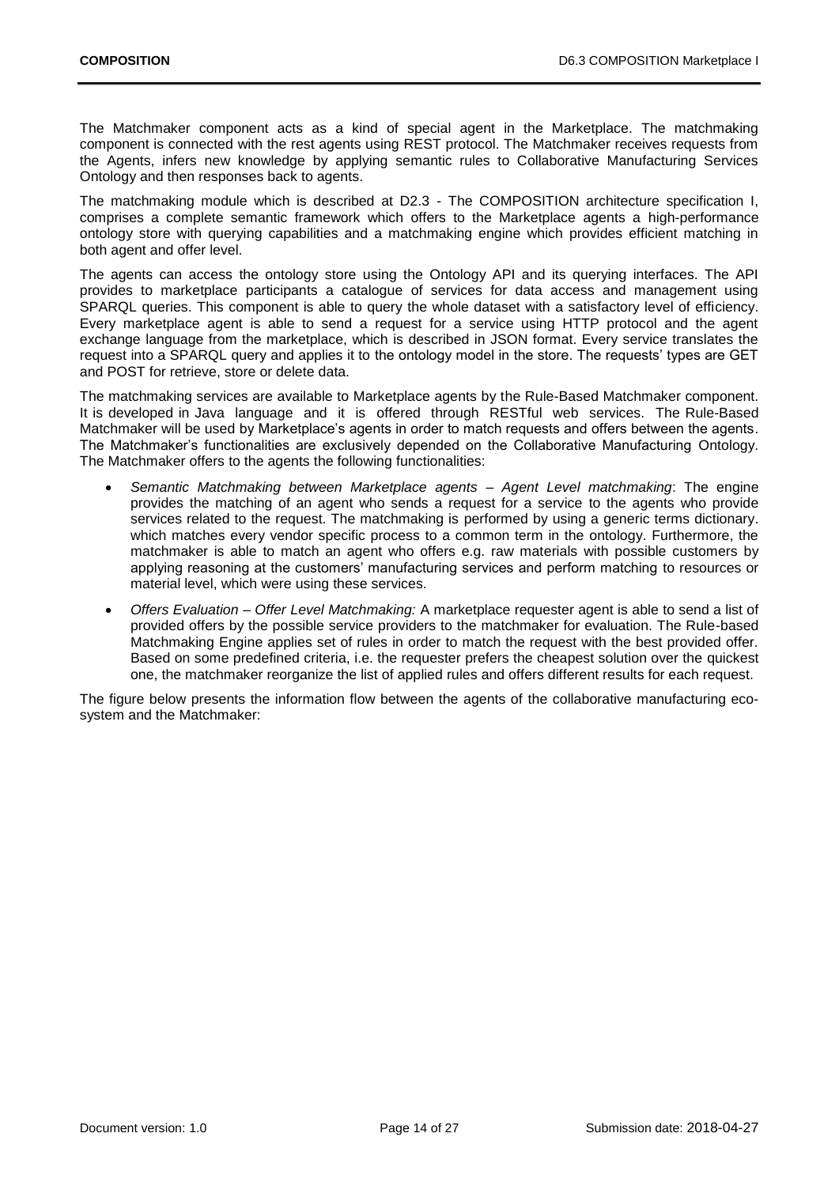The Matchmaker component acts as a kind of special agent in the Marketplace. The matchmaking component is connected with the rest agents using REST protocol. The Matchmaker receives requests from the Agents, infers new knowledge by applying semantic rules to Collaborative Manufacturing Services Ontology and then responses back to agents.

The matchmaking module which is described at D2.3 - The COMPOSITION architecture specification I, comprises a complete semantic framework which offers to the Marketplace agents a high-performance ontology store with querying capabilities and a matchmaking engine which provides efficient matching in both agent and offer level.

The agents can access the ontology store using the Ontology API and its querying interfaces. The API provides to marketplace participants a catalogue of services for data access and management using SPARQL queries. This component is able to query the whole dataset with a satisfactory level of efficiency. Every marketplace agent is able to send a request for a service using HTTP protocol and the agent exchange language from the marketplace, which is described in JSON format. Every service translates the request into a SPARQL query and applies it to the ontology model in the store. The requests' types are GET and POST for retrieve, store or delete data.

The matchmaking services are available to Marketplace agents by the Rule-Based Matchmaker component. It is developed in Java language and it is offered through RESTful web services. The Rule-Based Matchmaker will be used by Marketplace's agents in order to match requests and offers between the agents. The Matchmaker's functionalities are exclusively depended on the Collaborative Manufacturing Ontology. The Matchmaker offers to the agents the following functionalities:

- *Semantic Matchmaking between Marketplace agents – Agent Level matchmaking*: The engine provides the matching of an agent who sends a request for a service to the agents who provide services related to the request. The matchmaking is performed by using a generic terms dictionary. which matches every vendor specific process to a common term in the ontology. Furthermore, the matchmaker is able to match an agent who offers e.g. raw materials with possible customers by applying reasoning at the customers' manufacturing services and perform matching to resources or material level, which were using these services.
- *Offers Evaluation – Offer Level Matchmaking:* A marketplace requester agent is able to send a list of provided offers by the possible service providers to the matchmaker for evaluation. The Rule-based Matchmaking Engine applies set of rules in order to match the request with the best provided offer. Based on some predefined criteria, i.e. the requester prefers the cheapest solution over the quickest one, the matchmaker reorganize the list of applied rules and offers different results for each request.

The figure below presents the information flow between the agents of the collaborative manufacturing eco-system and the Matchmaker: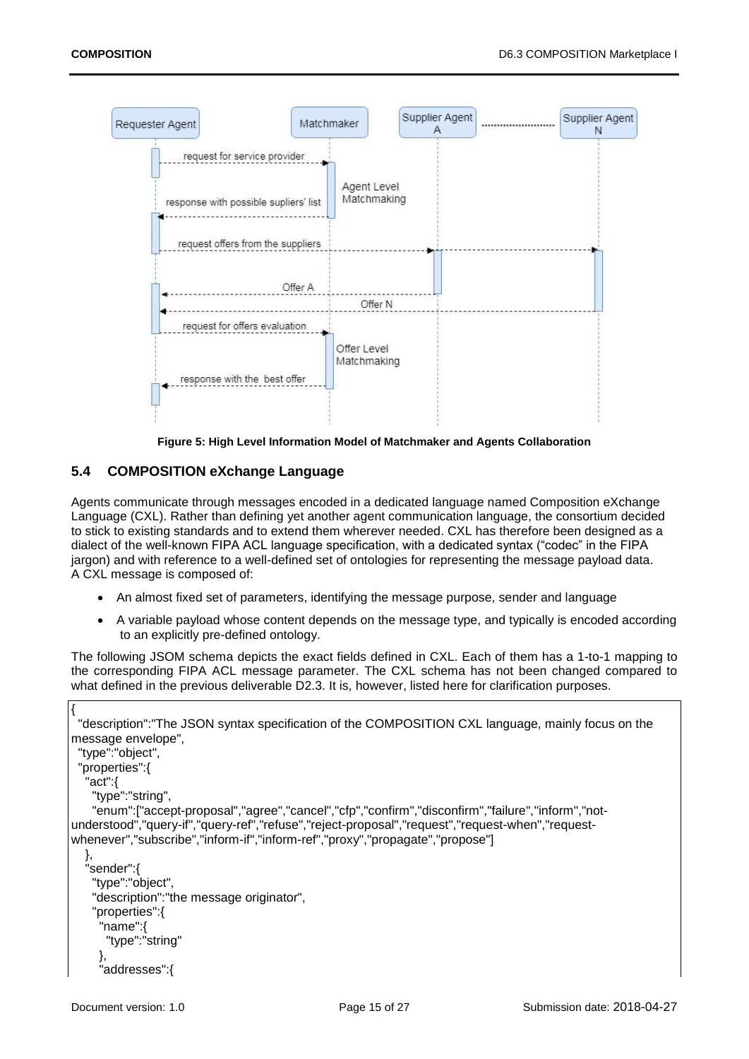Figure 5: High Level Information Model of Matchmaker and Agents Collaboration

### 5.4 COMPOSITION eXchange Language

Agents communicate through messages encoded in a dedicated language named Composition eXchange Language (CXL). Rather than defining yet another agent communication language, the consortium decided to stick to existing standards and to extend them wherever needed. CXL has therefore been designed as a dialect of the well-known FIPA ACL language specification, with a dedicated syntax ("codec" in the FIPA jargon) and with reference to a well-defined set of ontologies for representing the message payload data. A CXL message is composed of:

- An almost fixed set of parameters, identifying the message purpose, sender and language
- A variable payload whose content depends on the message type, and typically is encoded according to an explicitly pre-defined ontology.

The following JSOM schema depicts the exact fields defined in CXL. Each of them has a 1-to-1 mapping to the corresponding FIPA ACL message parameter. The CXL schema has not been changed compared to what defined in the previous deliverable D2.3. It is, however, listed here for clarification purposes.

```
{
  "description":"The JSON syntax specification of the COMPOSITION CXL language, mainly focus on the message envelope",
  "type":"object",
  "properties":{
    "act":{
     "type":"string",
     "enum":["accept-proposal","agree","cancel","cfp","confirm","disconfirm","failure","inform","not-understood","query-if","query-ref","refuse","reject-proposal","request","request-when","request-whenever","subscribe","inform-if","inform-ref","proxy","propagate","propose"]
    },
    "sender":{
     "type":"object",
     "description":"the message originator",
     "properties":{
      "name":{
       "type":"string"
      },
      "addresses":{
```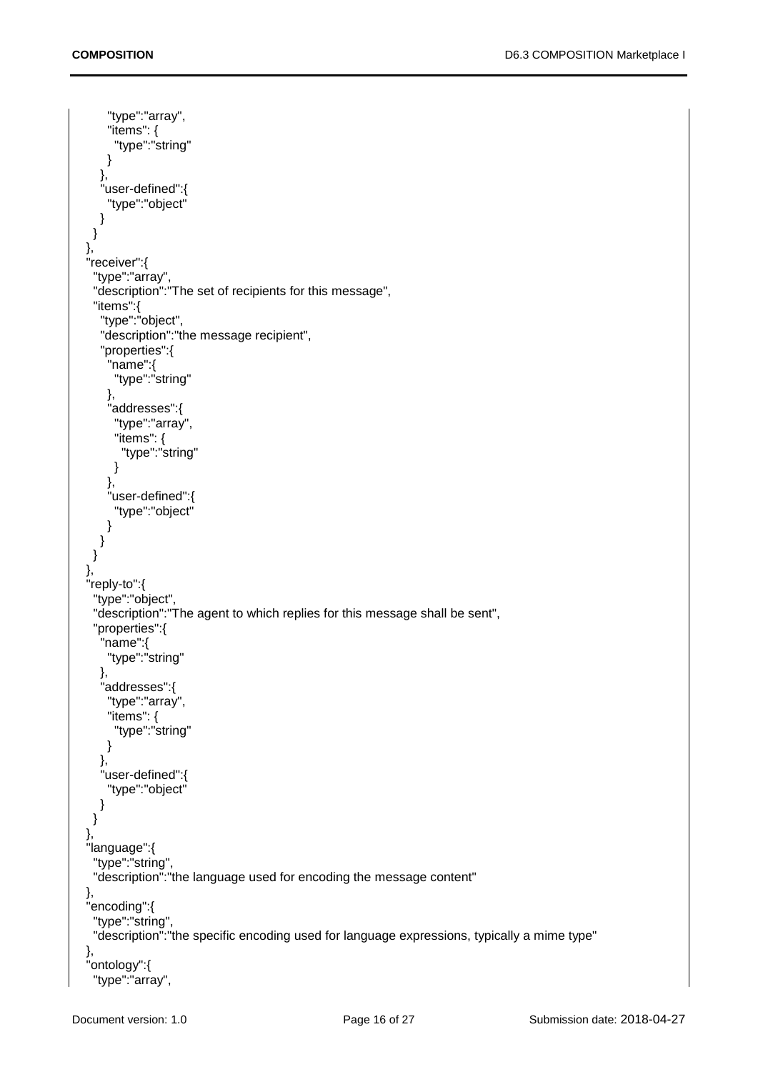```
      "type":"array",
      "items": {
        "type":"string"
      }
    },
    "user-defined":{
      "type":"object"
    }
  }
},
"receiver":{
  "type":"array",
  "description":"The set of recipients for this message",
  "items":{
    "type":"object",
    "description":"the message recipient",
    "properties":{
      "name":{
        "type":"string"
      },
      "addresses":{
        "type":"array",
        "items": {
          "type":"string"
        }
      },
      "user-defined":{
        "type":"object"
      }
    }
  }
},
"reply-to":{
  "type":"object",
  "description":"The agent to which replies for this message shall be sent",
  "properties":{
    "name":{
      "type":"string"
    },
    "addresses":{
      "type":"array",
      "items": {
        "type":"string"
      }
    },
    "user-defined":{
      "type":"object"
    }
  }
},
"language":{
  "type":"string",
  "description":"the language used for encoding the message content"
},
"encoding":{
  "type":"string",
  "description":"the specific encoding used for language expressions, typically a mime type"
},
"ontology":{
  "type":"array",
```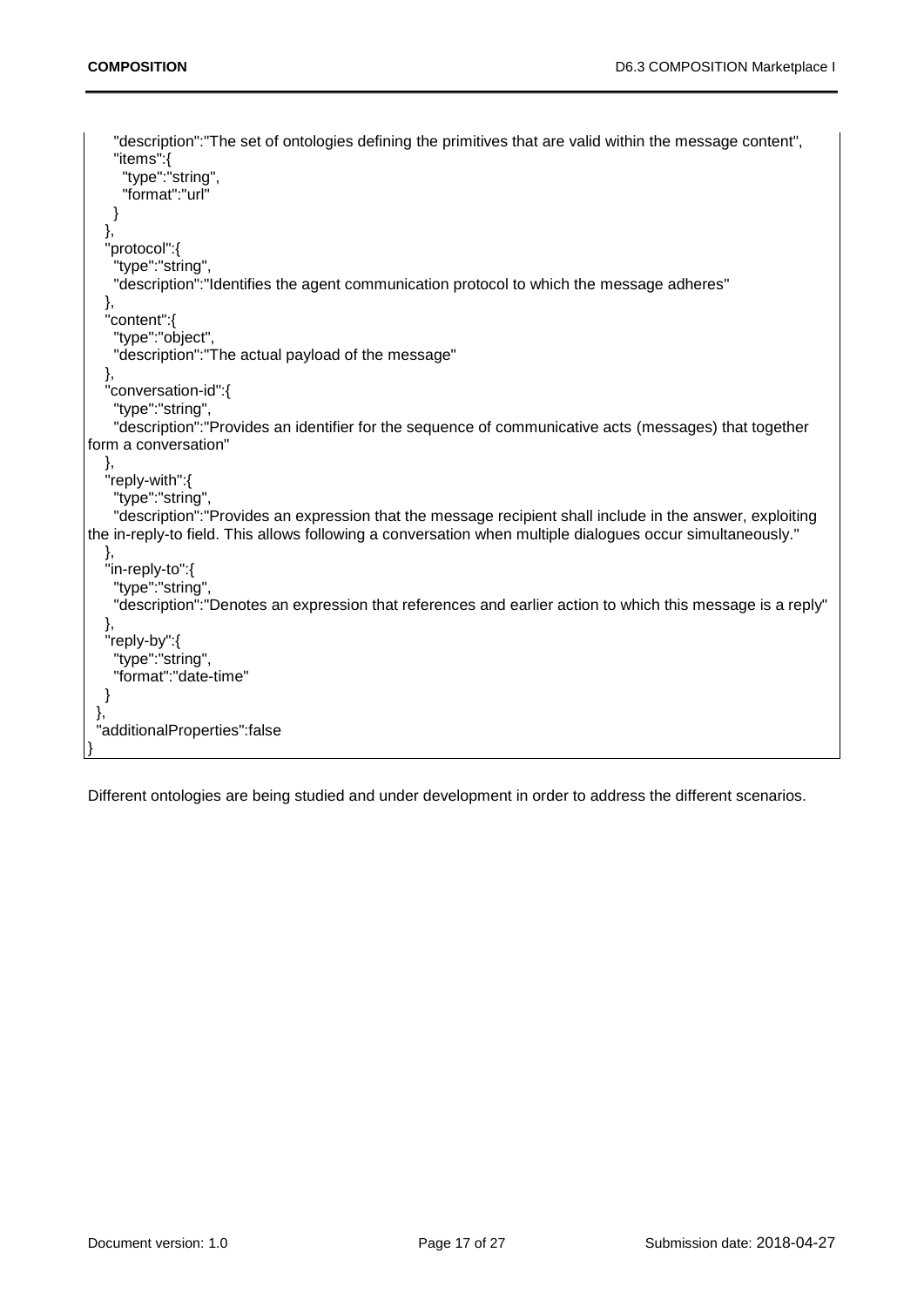```
      "description":"The set of ontologies defining the primitives that are valid within the message content",
      "items":{
        "type":"string",
        "format":"url"
      }
    },
    "protocol":{
      "type":"string",
      "description":"Identifies the agent communication protocol to which the message adheres"
    },
    "content":{
      "type":"object",
      "description":"The actual payload of the message"
    },
    "conversation-id":{
      "type":"string",
      "description":"Provides an identifier for the sequence of communicative acts (messages) that together form a conversation"
    },
    "reply-with":{
      "type":"string",
      "description":"Provides an expression that the message recipient shall include in the answer, exploiting the in-reply-to field. This allows following a conversation when multiple dialogues occur simultaneously."
    },
    "in-reply-to":{
      "type":"string",
      "description":"Denotes an expression that references and earlier action to which this message is a reply"
    },
    "reply-by":{
      "type":"string",
      "format":"date-time"
    }
  },
  "additionalProperties":false
}
```

Different ontologies are being studied and under development in order to address the different scenarios.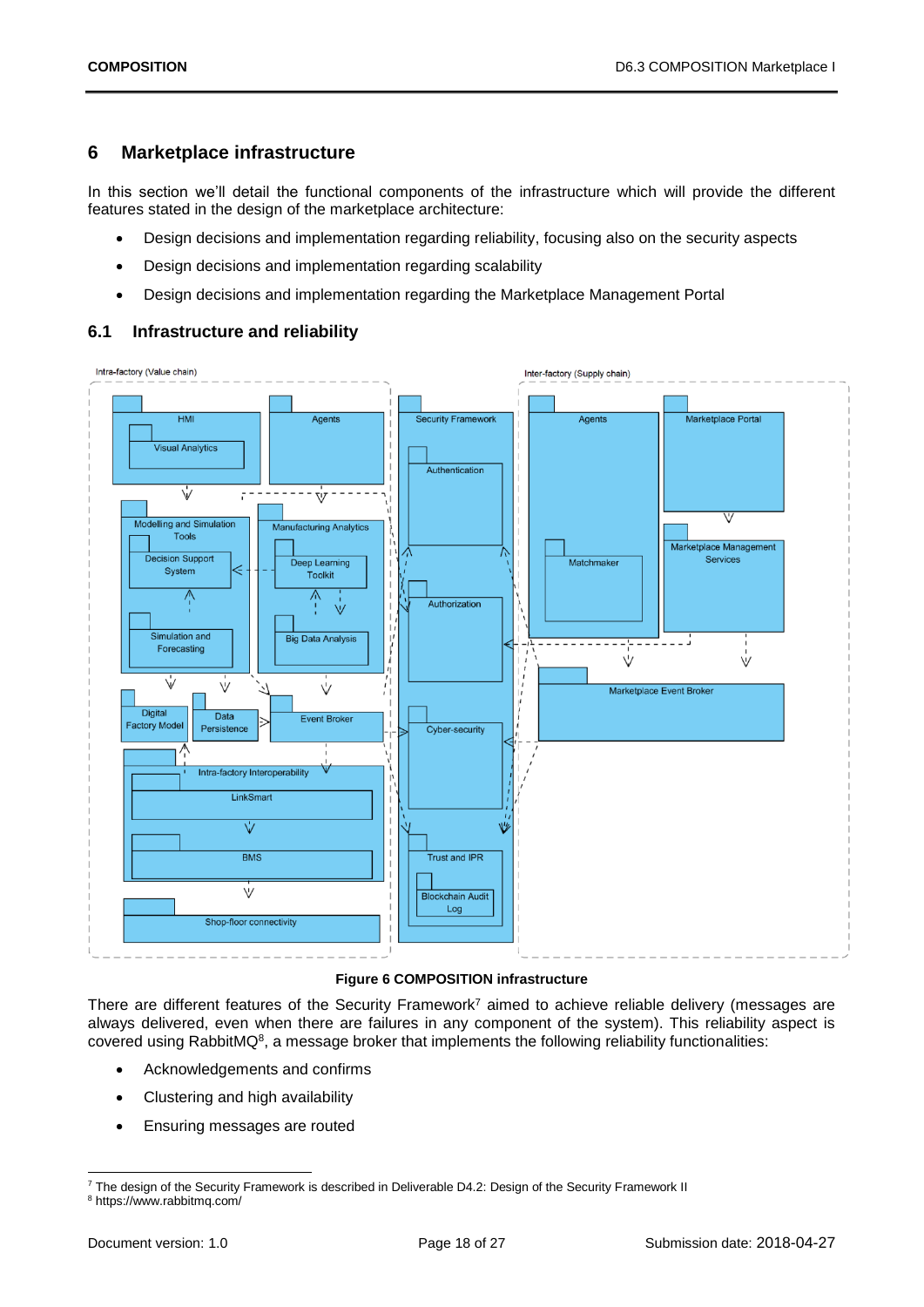# 6 Marketplace infrastructure

In this section we'll detail the functional components of the infrastructure which will provide the different features stated in the design of the marketplace architecture:

- Design decisions and implementation regarding reliability, focusing also on the security aspects
- Design decisions and implementation regarding scalability
- Design decisions and implementation regarding the Marketplace Management Portal

## 6.1 Infrastructure and reliability

**Figure 6 COMPOSITION infrastructure**

There are different features of the Security Framework[7] aimed to achieve reliable delivery (messages are always delivered, even when there are failures in any component of the system). This reliability aspect is covered using RabbitMQ[8], a message broker that implements the following reliability functionalities:

- Acknowledgements and confirms
- Clustering and high availability
- Ensuring messages are routed

[7] The design of the Security Framework is described in Deliverable D4.2: Design of the Security Framework II

[8] https://www.rabbitmq.com/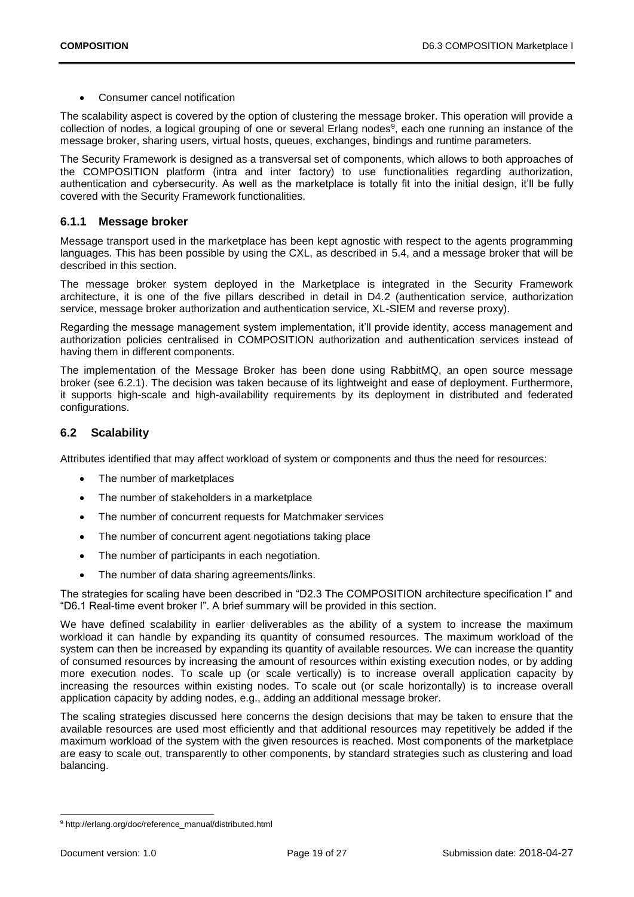- Consumer cancel notification

The scalability aspect is covered by the option of clustering the message broker. This operation will provide a collection of nodes, a logical grouping of one or several Erlang nodes[9], each one running an instance of the message broker, sharing users, virtual hosts, queues, exchanges, bindings and runtime parameters.

The Security Framework is designed as a transversal set of components, which allows to both approaches of the COMPOSITION platform (intra and inter factory) to use functionalities regarding authorization, authentication and cybersecurity. As well as the marketplace is totally fit into the initial design, it'll be fully covered with the Security Framework functionalities.

### 6.1.1 Message broker

Message transport used in the marketplace has been kept agnostic with respect to the agents programming languages. This has been possible by using the CXL, as described in 5.4, and a message broker that will be described in this section.

The message broker system deployed in the Marketplace is integrated in the Security Framework architecture, it is one of the five pillars described in detail in D4.2 (authentication service, authorization service, message broker authorization and authentication service, XL-SIEM and reverse proxy).

Regarding the message management system implementation, it'll provide identity, access management and authorization policies centralised in COMPOSITION authorization and authentication services instead of having them in different components.

The implementation of the Message Broker has been done using RabbitMQ, an open source message broker (see 6.2.1). The decision was taken because of its lightweight and ease of deployment. Furthermore, it supports high-scale and high-availability requirements by its deployment in distributed and federated configurations.

## 6.2 Scalability

Attributes identified that may affect workload of system or components and thus the need for resources:

- The number of marketplaces
- The number of stakeholders in a marketplace
- The number of concurrent requests for Matchmaker services
- The number of concurrent agent negotiations taking place
- The number of participants in each negotiation.
- The number of data sharing agreements/links.

The strategies for scaling have been described in "D2.3 The COMPOSITION architecture specification I" and "D6.1 Real-time event broker I". A brief summary will be provided in this section.

We have defined scalability in earlier deliverables as the ability of a system to increase the maximum workload it can handle by expanding its quantity of consumed resources. The maximum workload of the system can then be increased by expanding its quantity of available resources. We can increase the quantity of consumed resources by increasing the amount of resources within existing execution nodes, or by adding more execution nodes. To scale up (or scale vertically) is to increase overall application capacity by increasing the resources within existing nodes. To scale out (or scale horizontally) is to increase overall application capacity by adding nodes, e.g., adding an additional message broker.

The scaling strategies discussed here concerns the design decisions that may be taken to ensure that the available resources are used most efficiently and that additional resources may repetitively be added if the maximum workload of the system with the given resources is reached. Most components of the marketplace are easy to scale out, transparently to other components, by standard strategies such as clustering and load balancing.

[9] http://erlang.org/doc/reference_manual/distributed.html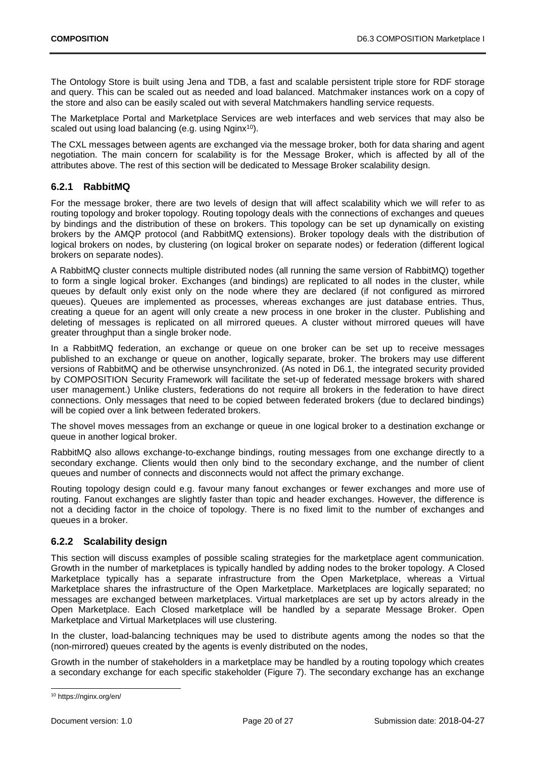The Ontology Store is built using Jena and TDB, a fast and scalable persistent triple store for RDF storage and query. This can be scaled out as needed and load balanced. Matchmaker instances work on a copy of the store and also can be easily scaled out with several Matchmakers handling service requests.

The Marketplace Portal and Marketplace Services are web interfaces and web services that may also be scaled out using load balancing (e.g. using Nginx[10]).

The CXL messages between agents are exchanged via the message broker, both for data sharing and agent negotiation. The main concern for scalability is for the Message Broker, which is affected by all of the attributes above. The rest of this section will be dedicated to Message Broker scalability design.

### 6.2.1 RabbitMQ

For the message broker, there are two levels of design that will affect scalability which we will refer to as routing topology and broker topology. Routing topology deals with the connections of exchanges and queues by bindings and the distribution of these on brokers. This topology can be set up dynamically on existing brokers by the AMQP protocol (and RabbitMQ extensions). Broker topology deals with the distribution of logical brokers on nodes, by clustering (on logical broker on separate nodes) or federation (different logical brokers on separate nodes).

A RabbitMQ cluster connects multiple distributed nodes (all running the same version of RabbitMQ) together to form a single logical broker. Exchanges (and bindings) are replicated to all nodes in the cluster, while queues by default only exist only on the node where they are declared (if not configured as mirrored queues). Queues are implemented as processes, whereas exchanges are just database entries. Thus, creating a queue for an agent will only create a new process in one broker in the cluster. Publishing and deleting of messages is replicated on all mirrored queues. A cluster without mirrored queues will have greater throughput than a single broker node.

In a RabbitMQ federation, an exchange or queue on one broker can be set up to receive messages published to an exchange or queue on another, logically separate, broker. The brokers may use different versions of RabbitMQ and be otherwise unsynchronized. (As noted in D6.1, the integrated security provided by COMPOSITION Security Framework will facilitate the set-up of federated message brokers with shared user management.) Unlike clusters, federations do not require all brokers in the federation to have direct connections. Only messages that need to be copied between federated brokers (due to declared bindings) will be copied over a link between federated brokers.

The shovel moves messages from an exchange or queue in one logical broker to a destination exchange or queue in another logical broker.

RabbitMQ also allows exchange-to-exchange bindings, routing messages from one exchange directly to a secondary exchange. Clients would then only bind to the secondary exchange, and the number of client queues and number of connects and disconnects would not affect the primary exchange.

Routing topology design could e.g. favour many fanout exchanges or fewer exchanges and more use of routing. Fanout exchanges are slightly faster than topic and header exchanges. However, the difference is not a deciding factor in the choice of topology. There is no fixed limit to the number of exchanges and queues in a broker.

### 6.2.2 Scalability design

This section will discuss examples of possible scaling strategies for the marketplace agent communication. Growth in the number of marketplaces is typically handled by adding nodes to the broker topology. A Closed Marketplace typically has a separate infrastructure from the Open Marketplace, whereas a Virtual Marketplace shares the infrastructure of the Open Marketplace. Marketplaces are logically separated; no messages are exchanged between marketplaces. Virtual marketplaces are set up by actors already in the Open Marketplace. Each Closed marketplace will be handled by a separate Message Broker. Open Marketplace and Virtual Marketplaces will use clustering.

In the cluster, load-balancing techniques may be used to distribute agents among the nodes so that the (non-mirrored) queues created by the agents is evenly distributed on the nodes,

Growth in the number of stakeholders in a marketplace may be handled by a routing topology which creates a secondary exchange for each specific stakeholder (Figure 7). The secondary exchange has an exchange

[10] https://nginx.org/en/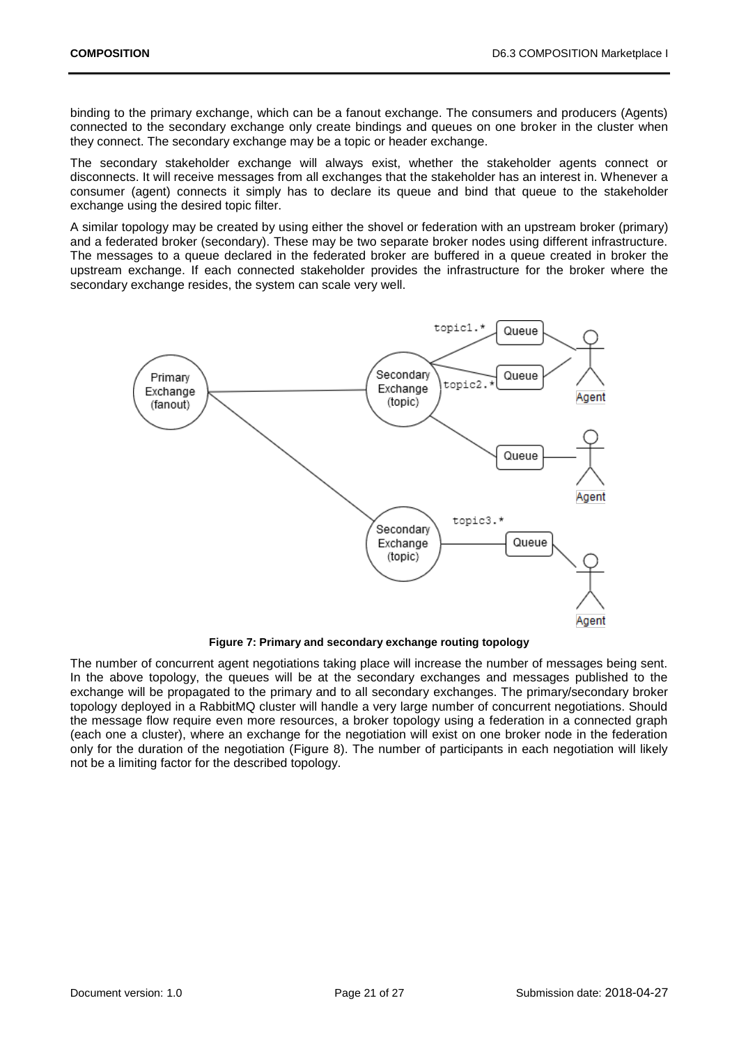binding to the primary exchange, which can be a fanout exchange. The consumers and producers (Agents) connected to the secondary exchange only create bindings and queues on one broker in the cluster when they connect. The secondary exchange may be a topic or header exchange.

The secondary stakeholder exchange will always exist, whether the stakeholder agents connect or disconnects. It will receive messages from all exchanges that the stakeholder has an interest in. Whenever a consumer (agent) connects it simply has to declare its queue and bind that queue to the stakeholder exchange using the desired topic filter.

A similar topology may be created by using either the shovel or federation with an upstream broker (primary) and a federated broker (secondary). These may be two separate broker nodes using different infrastructure. The messages to a queue declared in the federated broker are buffered in a queue created in broker the upstream exchange. If each connected stakeholder provides the infrastructure for the broker where the secondary exchange resides, the system can scale very well.

**Figure 7: Primary and secondary exchange routing topology**

The number of concurrent agent negotiations taking place will increase the number of messages being sent. In the above topology, the queues will be at the secondary exchanges and messages published to the exchange will be propagated to the primary and to all secondary exchanges. The primary/secondary broker topology deployed in a RabbitMQ cluster will handle a very large number of concurrent negotiations. Should the message flow require even more resources, a broker topology using a federation in a connected graph (each one a cluster), where an exchange for the negotiation will exist on one broker node in the federation only for the duration of the negotiation (Figure 8). The number of participants in each negotiation will likely not be a limiting factor for the described topology.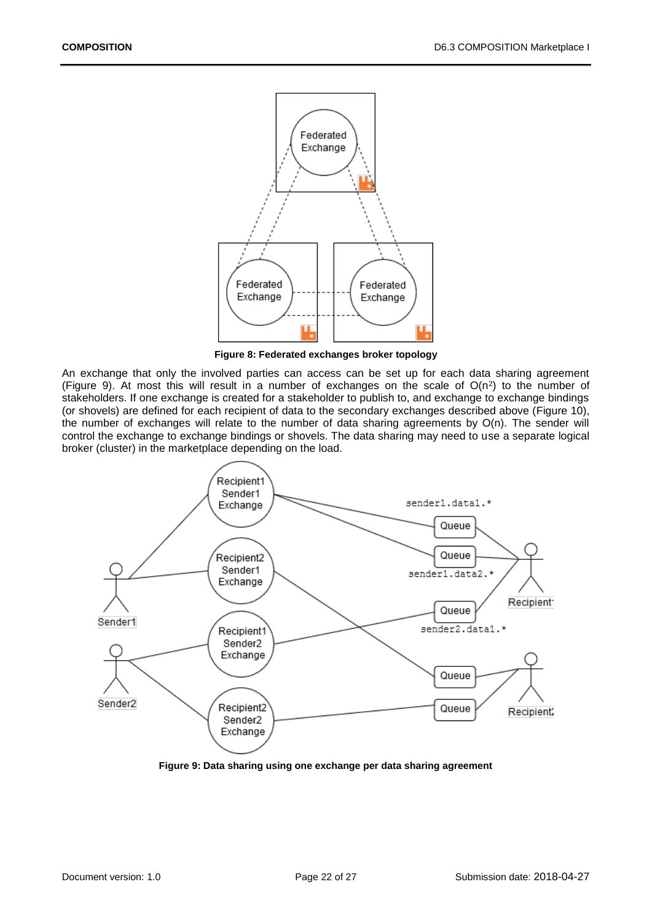Figure 8: Federated exchanges broker topology

An exchange that only the involved parties can access can be set up for each data sharing agreement (Figure 9). At most this will result in a number of exchanges on the scale of $O(n^2)$ to the number of stakeholders. If one exchange is created for a stakeholder to publish to, and exchange to exchange bindings (or shovels) are defined for each recipient of data to the secondary exchanges described above (Figure 10), the number of exchanges will relate to the number of data sharing agreements by $O(n)$. The sender will control the exchange to exchange bindings or shovels. The data sharing may need to use a separate logical broker (cluster) in the marketplace depending on the load.

Figure 9: Data sharing using one exchange per data sharing agreement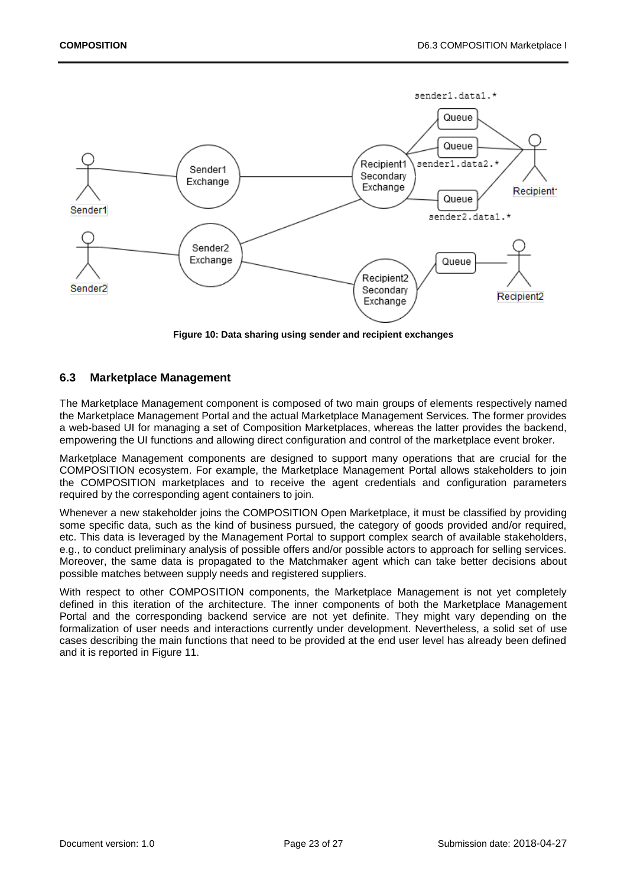Figure 10: Data sharing using sender and recipient exchanges

## 6.3 Marketplace Management

The Marketplace Management component is composed of two main groups of elements respectively named the Marketplace Management Portal and the actual Marketplace Management Services. The former provides a web-based UI for managing a set of Composition Marketplaces, whereas the latter provides the backend, empowering the UI functions and allowing direct configuration and control of the marketplace event broker.

Marketplace Management components are designed to support many operations that are crucial for the COMPOSITION ecosystem. For example, the Marketplace Management Portal allows stakeholders to join the COMPOSITION marketplaces and to receive the agent credentials and configuration parameters required by the corresponding agent containers to join.

Whenever a new stakeholder joins the COMPOSITION Open Marketplace, it must be classified by providing some specific data, such as the kind of business pursued, the category of goods provided and/or required, etc. This data is leveraged by the Management Portal to support complex search of available stakeholders, e.g., to conduct preliminary analysis of possible offers and/or possible actors to approach for selling services. Moreover, the same data is propagated to the Matchmaker agent which can take better decisions about possible matches between supply needs and registered suppliers.

With respect to other COMPOSITION components, the Marketplace Management is not yet completely defined in this iteration of the architecture. The inner components of both the Marketplace Management Portal and the corresponding backend service are not yet definite. They might vary depending on the formalization of user needs and interactions currently under development. Nevertheless, a solid set of use cases describing the main functions that need to be provided at the end user level has already been defined and it is reported in Figure 11.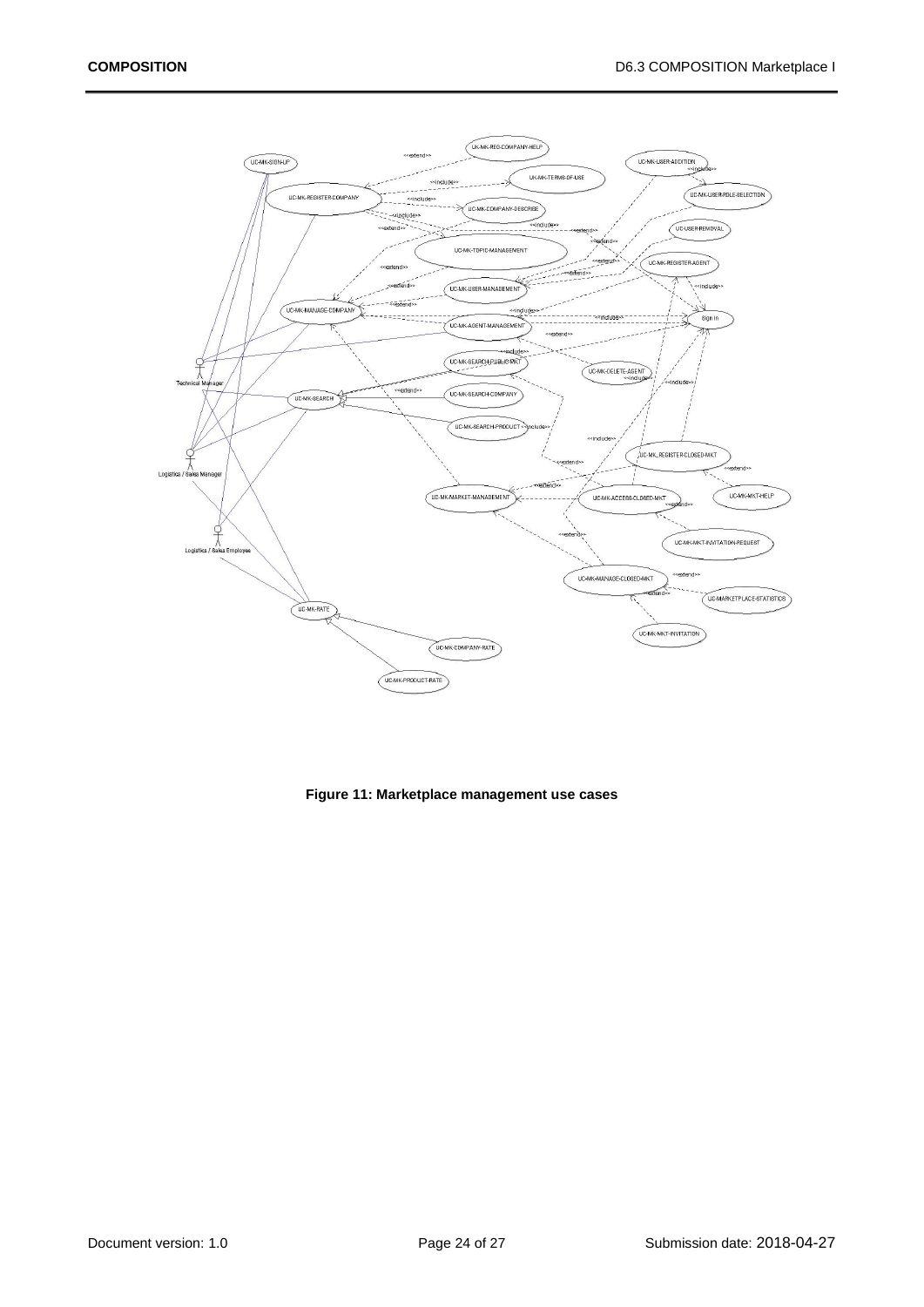Figure 11: Marketplace management use cases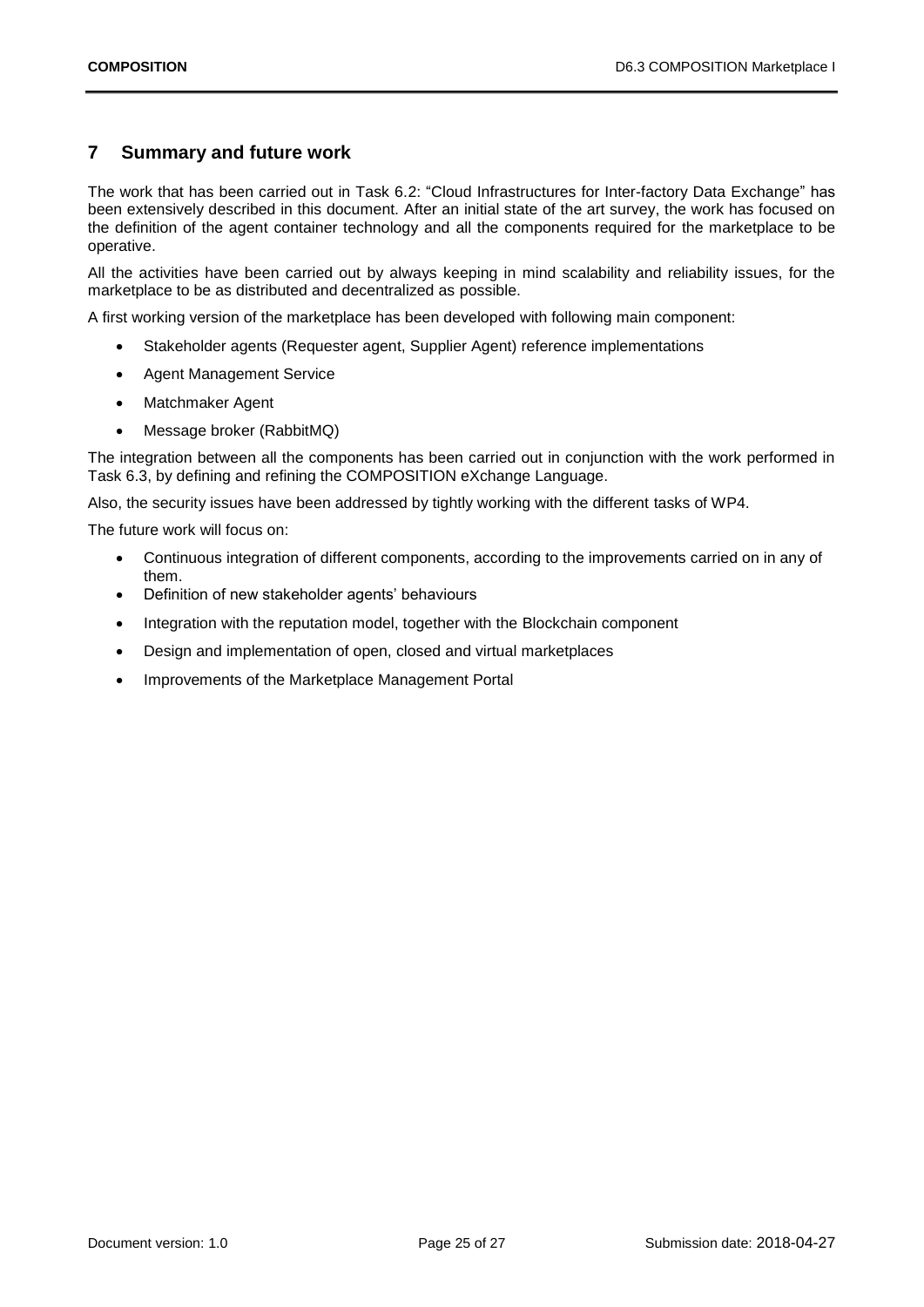# 7 Summary and future work

The work that has been carried out in Task 6.2: "Cloud Infrastructures for Inter-factory Data Exchange" has been extensively described in this document. After an initial state of the art survey, the work has focused on the definition of the agent container technology and all the components required for the marketplace to be operative.

All the activities have been carried out by always keeping in mind scalability and reliability issues, for the marketplace to be as distributed and decentralized as possible.

A first working version of the marketplace has been developed with following main component:

- Stakeholder agents (Requester agent, Supplier Agent) reference implementations
- Agent Management Service
- Matchmaker Agent
- Message broker (RabbitMQ)

The integration between all the components has been carried out in conjunction with the work performed in Task 6.3, by defining and refining the COMPOSITION eXchange Language.

Also, the security issues have been addressed by tightly working with the different tasks of WP4.

The future work will focus on:

- Continuous integration of different components, according to the improvements carried on in any of them.
- Definition of new stakeholder agents' behaviours
- Integration with the reputation model, together with the Blockchain component
- Design and implementation of open, closed and virtual marketplaces
- Improvements of the Marketplace Management Portal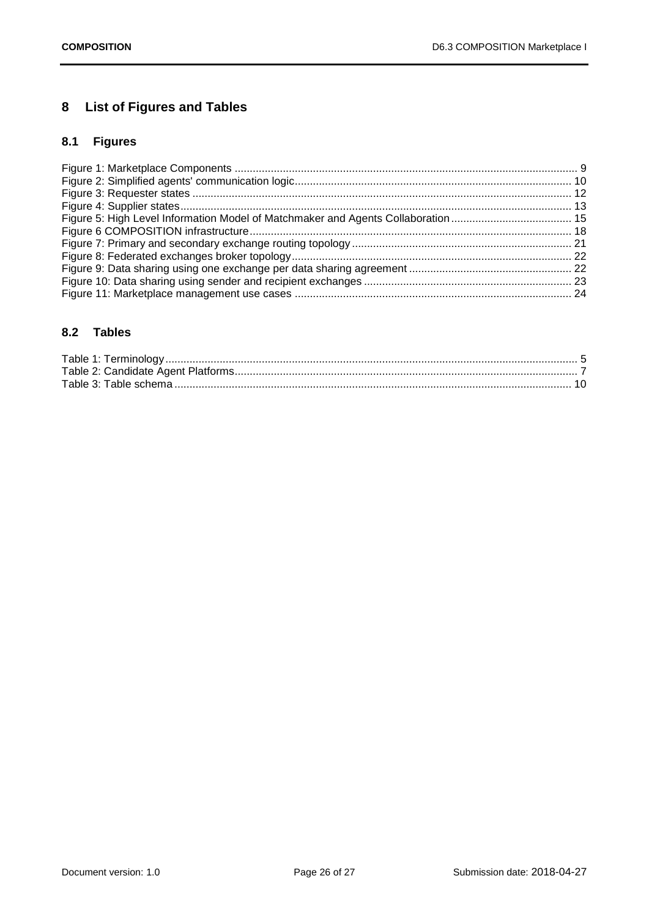# 8 List of Figures and Tables

## 8.1 Figures

Figure 1: Marketplace Components ..... 9
Figure 2: Simplified agents' communication logic ..... 10
Figure 3: Requester states ..... 12
Figure 4: Supplier states ..... 13
Figure 5: High Level Information Model of Matchmaker and Agents Collaboration ..... 15
Figure 6 COMPOSITION infrastructure ..... 18
Figure 7: Primary and secondary exchange routing topology ..... 21
Figure 8: Federated exchanges broker topology ..... 22
Figure 9: Data sharing using one exchange per data sharing agreement ..... 22
Figure 10: Data sharing using sender and recipient exchanges ..... 23
Figure 11: Marketplace management use cases ..... 24

## 8.2 Tables

Table 1: Terminology ..... 5
Table 2: Candidate Agent Platforms ..... 7
Table 3: Table schema ..... 10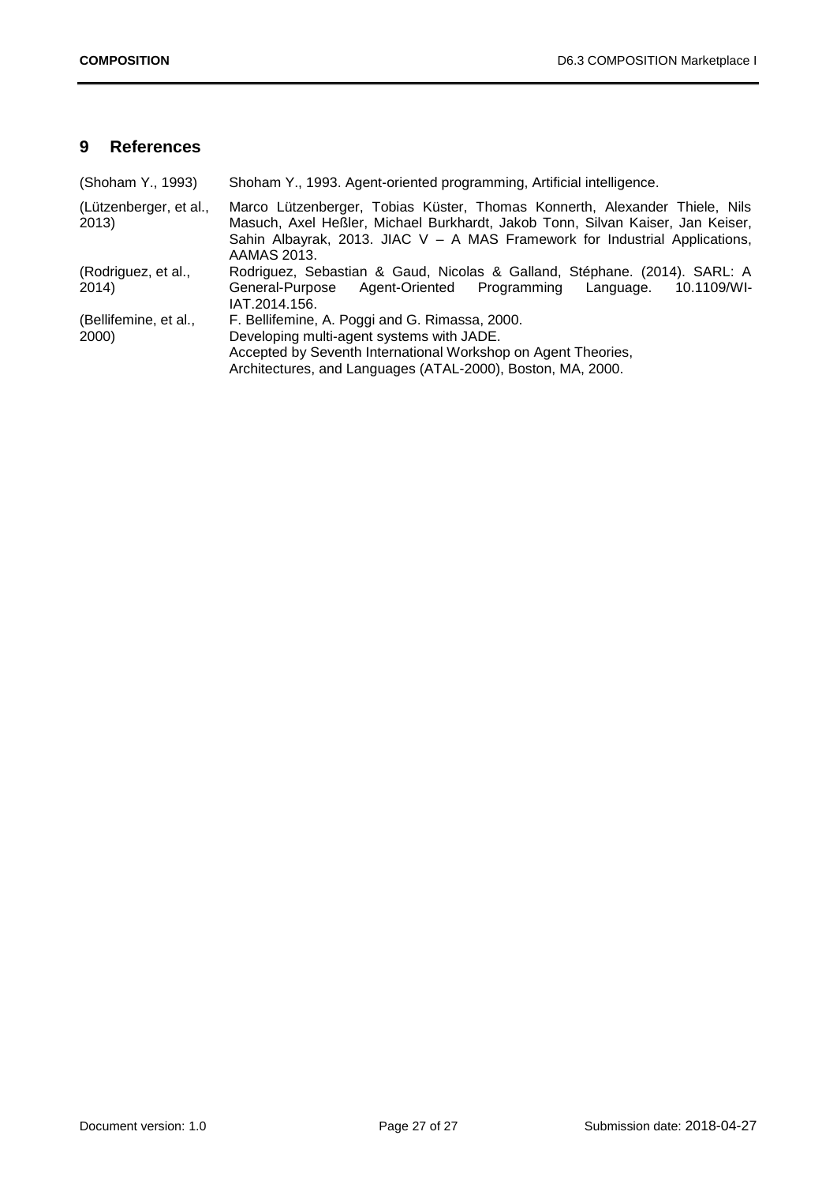# 9 References

| | |
|---|---|
| (Shoham Y., 1993) | Shoham Y., 1993. Agent-oriented programming, Artificial intelligence. |
| (Lützenberger, et al., 2013) | Marco Lützenberger, Tobias Küster, Thomas Konnerth, Alexander Thiele, Nils Masuch, Axel Heßler, Michael Burkhardt, Jakob Tonn, Silvan Kaiser, Jan Keiser, Sahin Albayrak, 2013. JIAC V – A MAS Framework for Industrial Applications, AAMAS 2013. |
| (Rodriguez, et al., 2014) | Rodriguez, Sebastian & Gaud, Nicolas & Galland, Stéphane. (2014). SARL: A General-Purpose Agent-Oriented Programming Language. 10.1109/WI-IAT.2014.156. |
| (Bellifemine, et al., 2000) | F. Bellifemine, A. Poggi and G. Rimassa, 2000. Developing multi-agent systems with JADE. Accepted by Seventh International Workshop on Agent Theories, Architectures, and Languages (ATAL-2000), Boston, MA, 2000. |